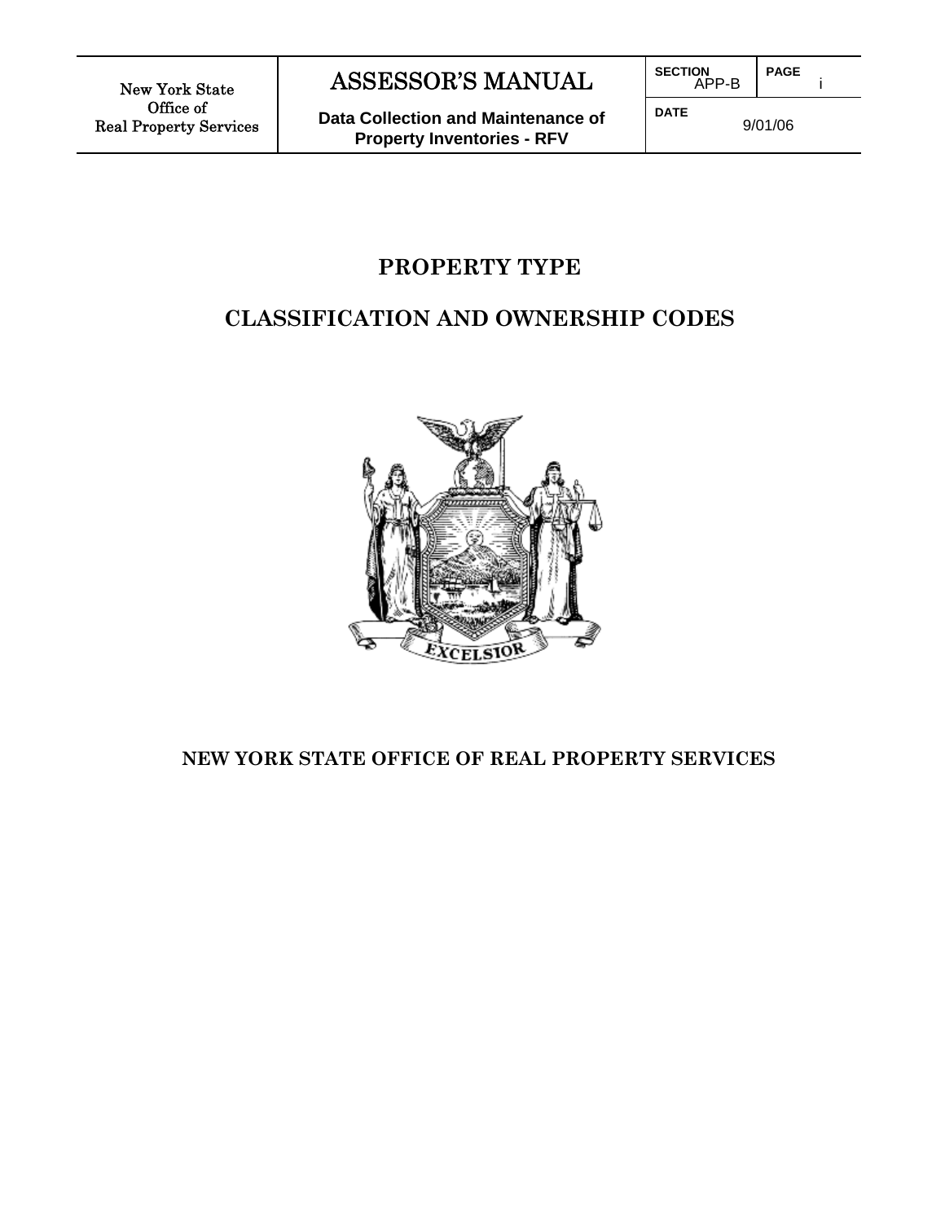# PROPERTY TYPE

# CLASSIFICATION AND OWNERSHIP CODES

**NEW YORK STATE OFFICE OF REAL PROPERTY SERVICES**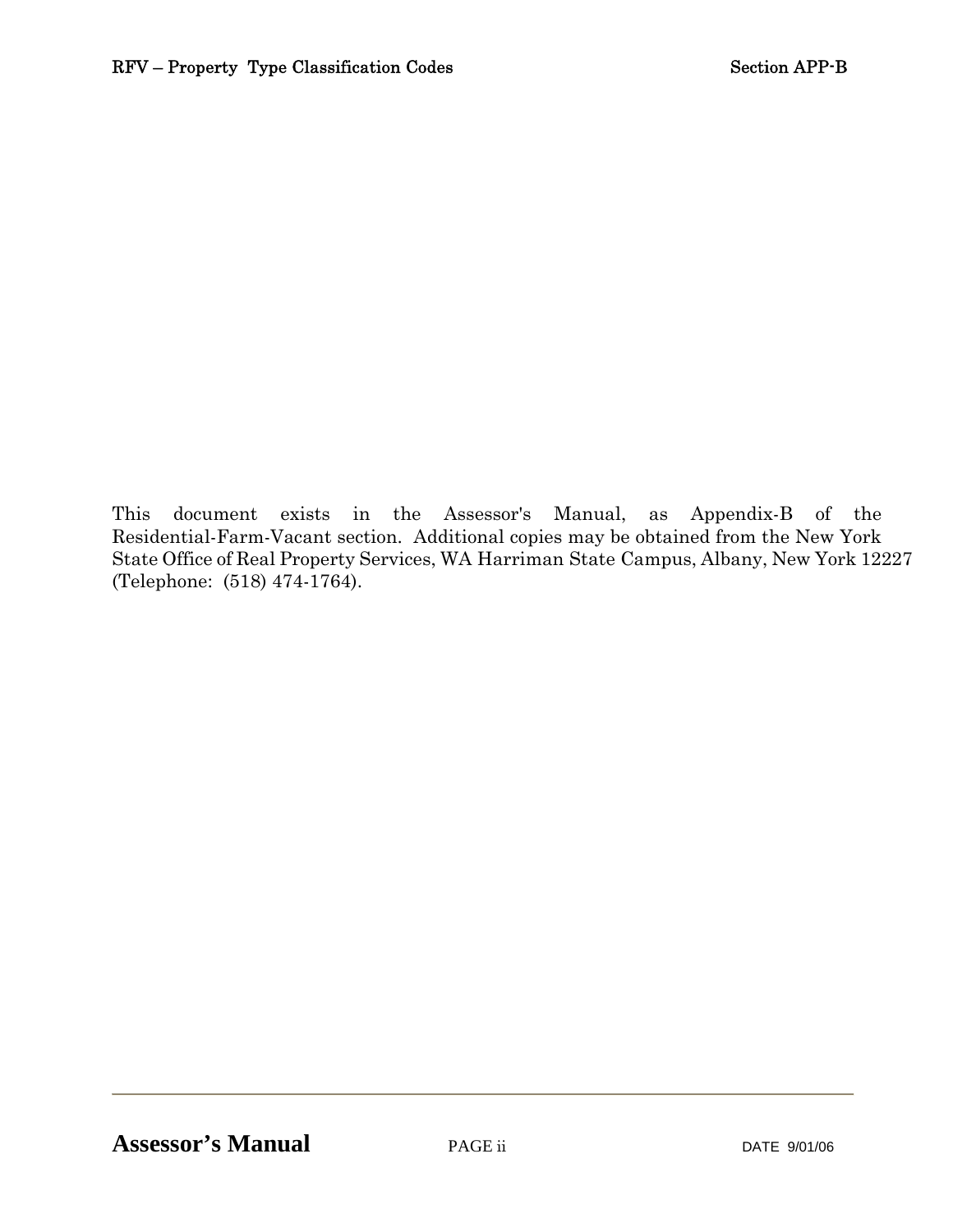This document exists in the Assessor's Manual, as Appendix-B of the Residential-Farm-Vacant section. Additional copies may be obtained from the New York State Office of Real Property Services, WA Harriman State Campus, Albany, New York 12227 (Telephone: (518) 474-1764).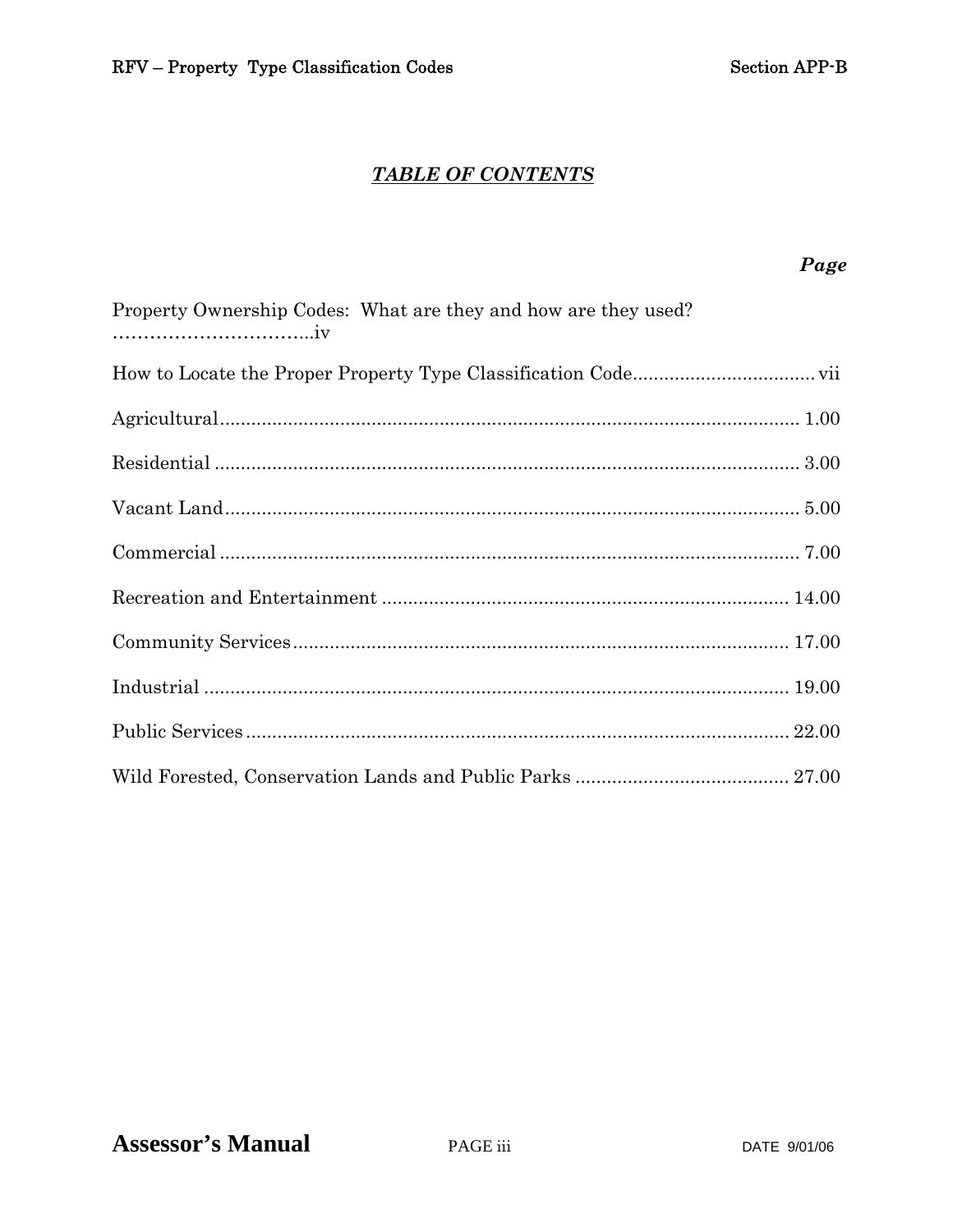## *TABLE OF CONTENTS*

***Page***

Property Ownership Codes: What are they and how are they used? ……………………………..iv

How to Locate the Proper Property Type Classification Code.................................. vii

Agricultural............................................................................................................. 1.00

Residential ............................................................................................................... 3.00

Vacant Land............................................................................................................. 5.00

Commercial ............................................................................................................. 7.00

Recreation and Entertainment ............................................................................ 14.00

Community Services.............................................................................................. 17.00

Industrial ............................................................................................................... 19.00

Public Services....................................................................................................... 22.00

Wild Forested, Conservation Lands and Public Parks ........................................ 27.00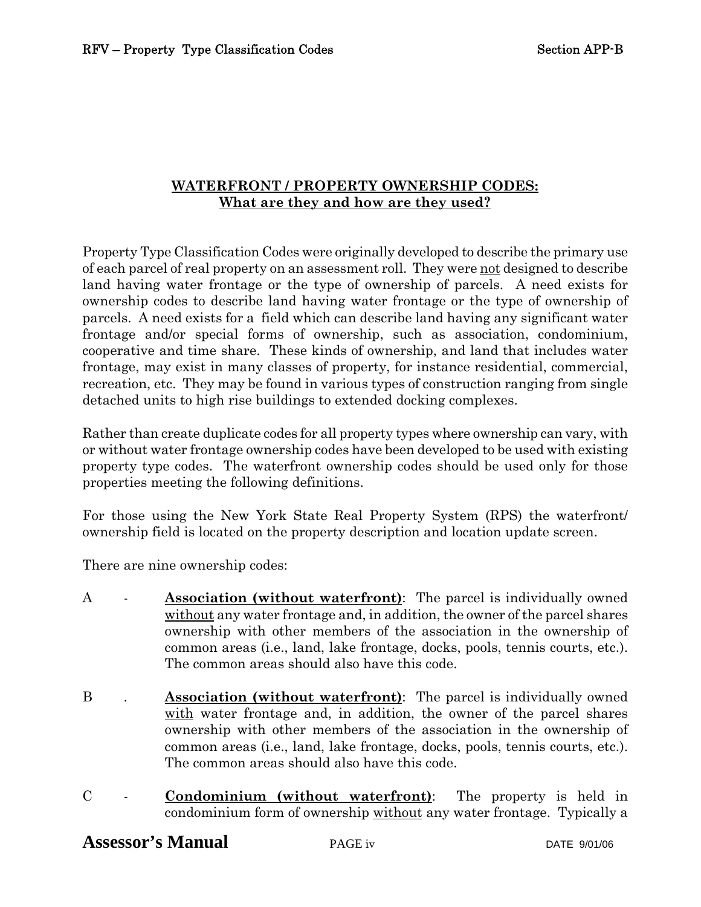## WATERFRONT / PROPERTY OWNERSHIP CODES:
## What are they and how are they used?

Property Type Classification Codes were originally developed to describe the primary use of each parcel of real property on an assessment roll. They were not designed to describe land having water frontage or the type of ownership of parcels. A need exists for ownership codes to describe land having water frontage or the type of ownership of parcels. A need exists for a field which can describe land having any significant water frontage and/or special forms of ownership, such as association, condominium, cooperative and time share. These kinds of ownership, and land that includes water frontage, may exist in many classes of property, for instance residential, commercial, recreation, etc. They may be found in various types of construction ranging from single detached units to high rise buildings to extended docking complexes.

Rather than create duplicate codes for all property types where ownership can vary, with or without water frontage ownership codes have been developed to be used with existing property type codes. The waterfront ownership codes should be used only for those properties meeting the following definitions.

For those using the New York State Real Property System (RPS) the waterfront/ ownership field is located on the property description and location update screen.

There are nine ownership codes:

A - **Association (without waterfront)**: The parcel is individually owned without any water frontage and, in addition, the owner of the parcel shares ownership with other members of the association in the ownership of common areas (i.e., land, lake frontage, docks, pools, tennis courts, etc.). The common areas should also have this code.

B . **Association (without waterfront)**: The parcel is individually owned with water frontage and, in addition, the owner of the parcel shares ownership with other members of the association in the ownership of common areas (i.e., land, lake frontage, docks, pools, tennis courts, etc.). The common areas should also have this code.

C - **Condominium (without waterfront)**: The property is held in condominium form of ownership without any water frontage. Typically a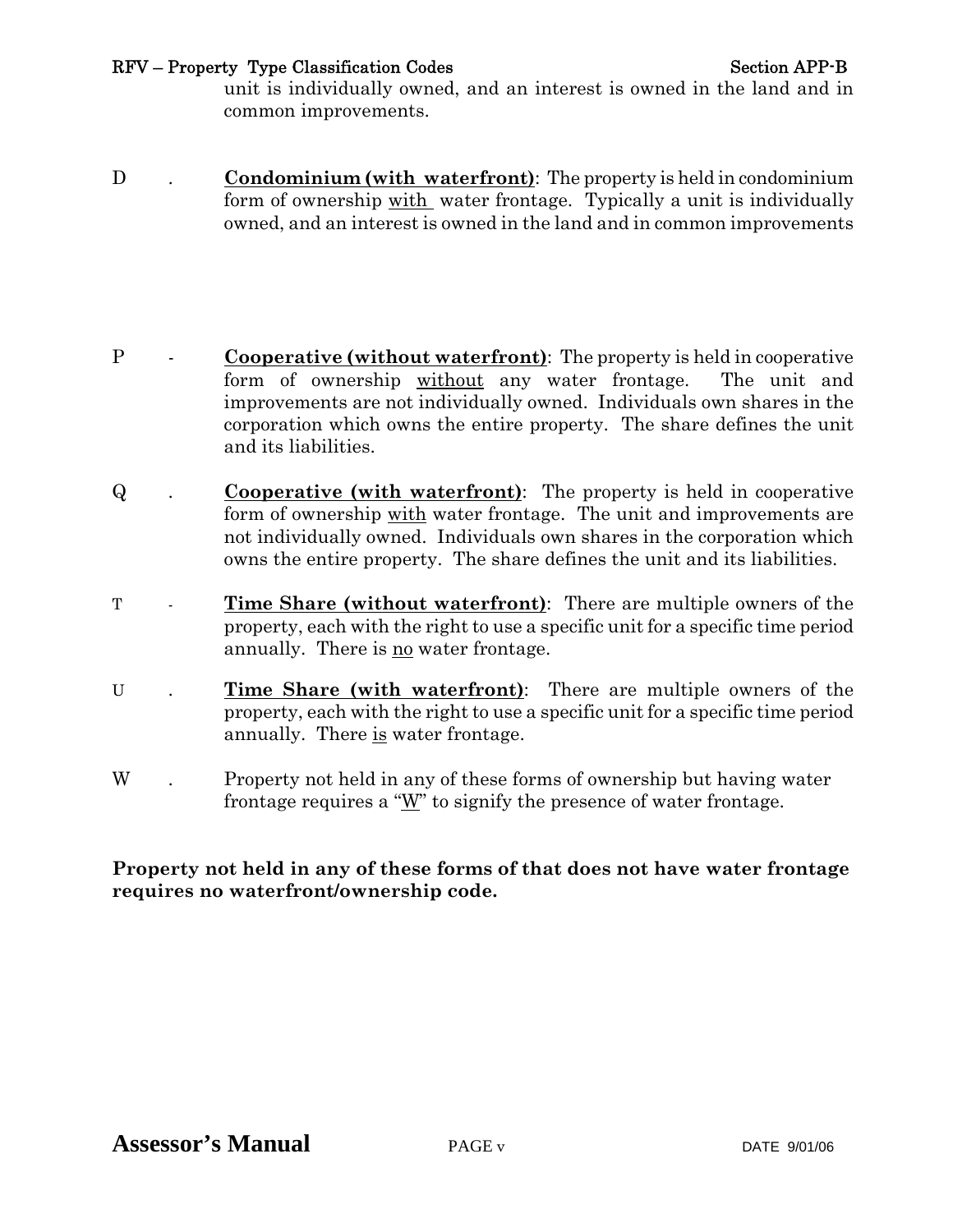unit is individually owned, and an interest is owned in the land and in common improvements.

D . **Condominium (with waterfront)**: The property is held in condominium form of ownership with water frontage. Typically a unit is individually owned, and an interest is owned in the land and in common improvements

P - **Cooperative (without waterfront)**: The property is held in cooperative form of ownership without any water frontage. The unit and improvements are not individually owned. Individuals own shares in the corporation which owns the entire property. The share defines the unit and its liabilities.

Q . **Cooperative (with waterfront)**: The property is held in cooperative form of ownership with water frontage. The unit and improvements are not individually owned. Individuals own shares in the corporation which owns the entire property. The share defines the unit and its liabilities.

T - **Time Share (without waterfront)**: There are multiple owners of the property, each with the right to use a specific unit for a specific time period annually. There is no water frontage.

U . **Time Share (with waterfront)**: There are multiple owners of the property, each with the right to use a specific unit for a specific time period annually. There is water frontage.

W . Property not held in any of these forms of ownership but having water frontage requires a "W" to signify the presence of water frontage.

**Property not held in any of these forms of that does not have water frontage requires no waterfront/ownership code.**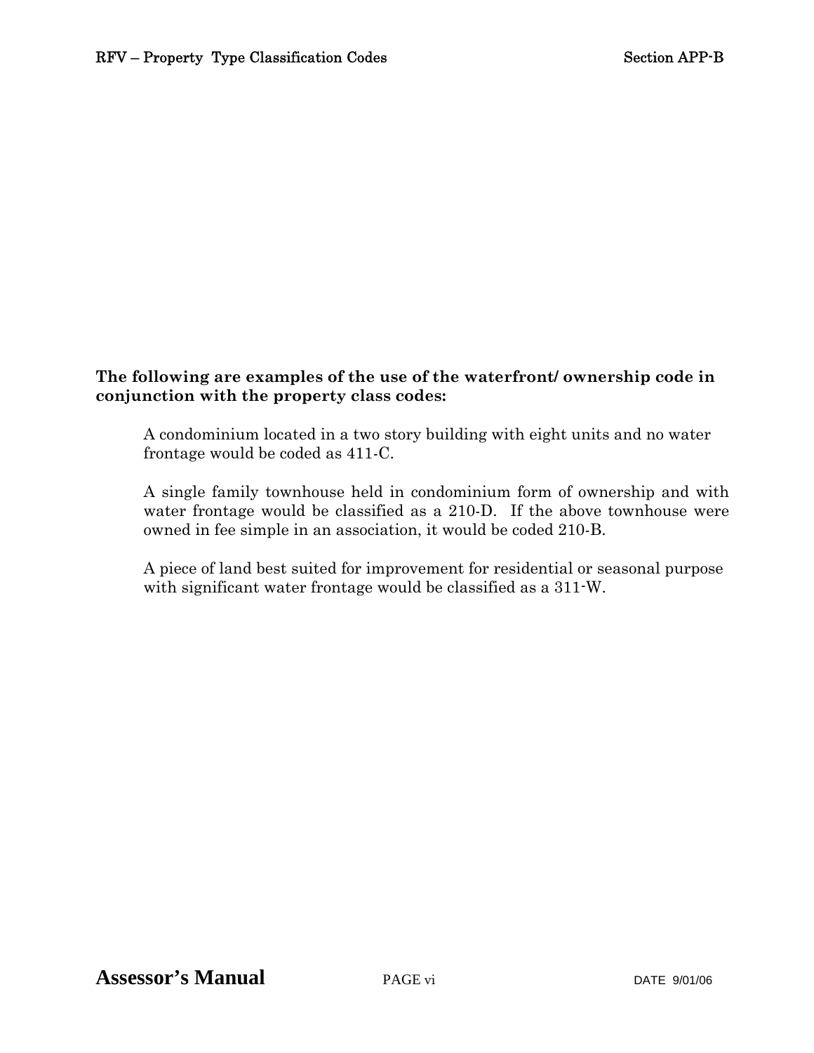**The following are examples of the use of the waterfront/ ownership code in conjunction with the property class codes:**

A condominium located in a two story building with eight units and no water frontage would be coded as 411-C.

A single family townhouse held in condominium form of ownership and with water frontage would be classified as a 210-D. If the above townhouse were owned in fee simple in an association, it would be coded 210-B.

A piece of land best suited for improvement for residential or seasonal purpose with significant water frontage would be classified as a 311-W.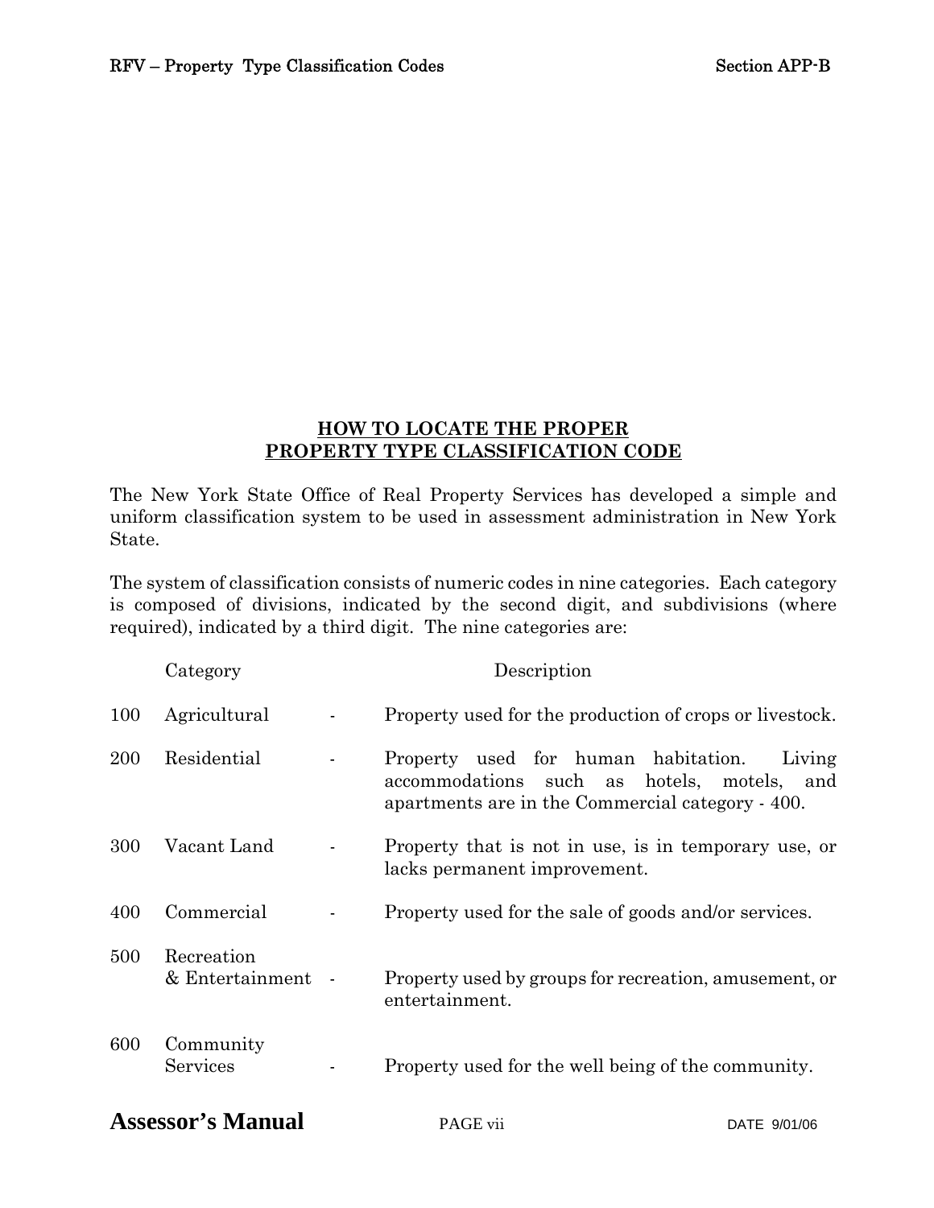## HOW TO LOCATE THE PROPER PROPERTY TYPE CLASSIFICATION CODE

The New York State Office of Real Property Services has developed a simple and uniform classification system to be used in assessment administration in New York State.

The system of classification consists of numeric codes in nine categories. Each category is composed of divisions, indicated by the second digit, and subdivisions (where required), indicated by a third digit. The nine categories are:

| | Category | | Description |
|---|---|---|---|
| 100 | Agricultural | - | Property used for the production of crops or livestock. |
| 200 | Residential | - | Property used for human habitation. Living accommodations such as hotels, motels, and apartments are in the Commercial category - 400. |
| 300 | Vacant Land | - | Property that is not in use, is in temporary use, or lacks permanent improvement. |
| 400 | Commercial | - | Property used for the sale of goods and/or services. |
| 500 | Recreation & Entertainment | - | Property used by groups for recreation, amusement, or entertainment. |
| 600 | Community Services | - | Property used for the well being of the community. |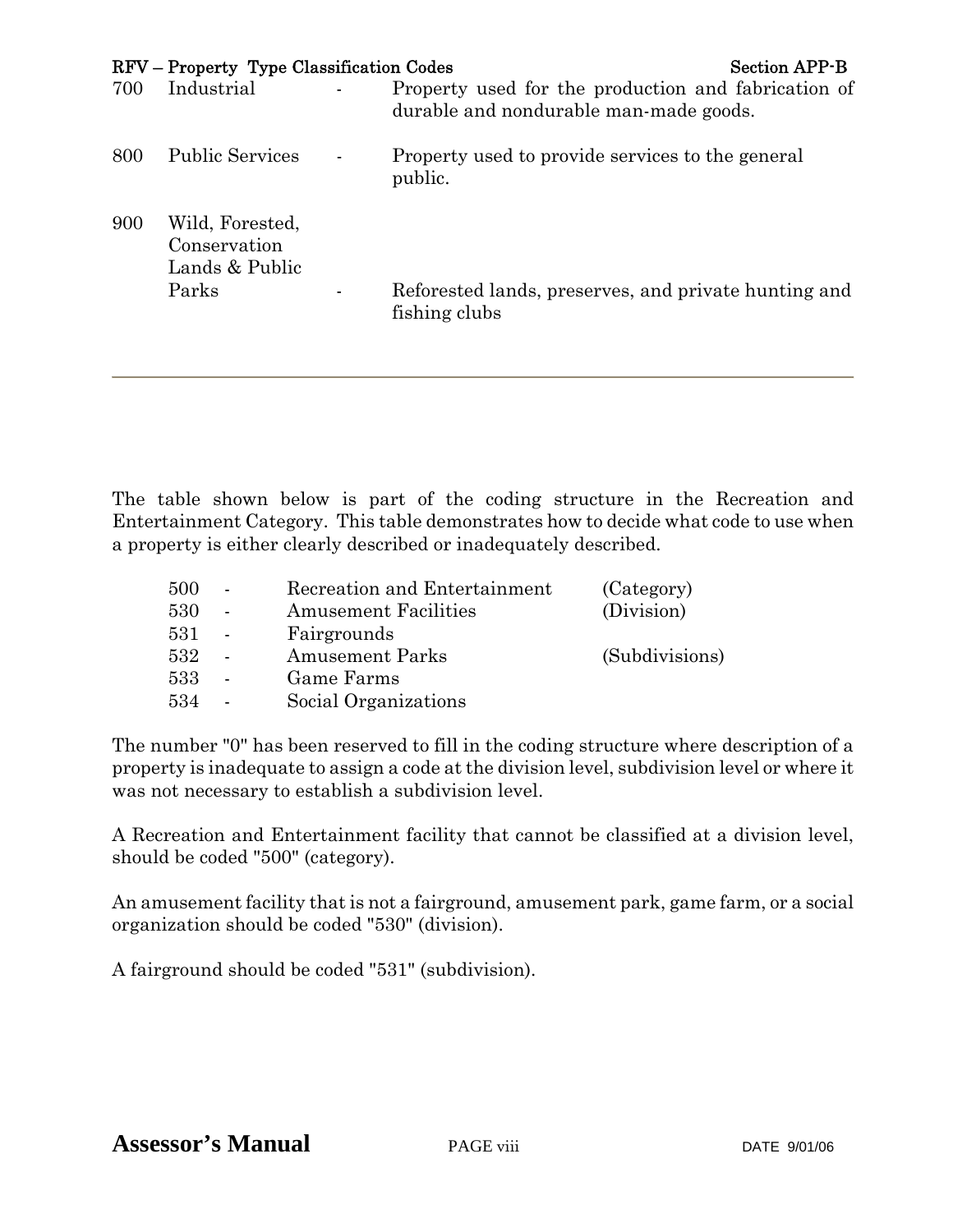| | | | |
|---|---|---|---|
| 700 | Industrial | - | Property used for the production and fabrication of durable and nondurable man-made goods. |
| 800 | Public Services | - | Property used to provide services to the general public. |
| 900 | Wild, Forested, Conservation Lands & Public Parks | - | Reforested lands, preserves, and private hunting and fishing clubs |

---

The table shown below is part of the coding structure in the Recreation and Entertainment Category. This table demonstrates how to decide what code to use when a property is either clearly described or inadequately described.

| | | | |
|---|---|---|---|
| 500 | - | Recreation and Entertainment | (Category) |
| 530 | - | Amusement Facilities | (Division) |
| 531 | - | Fairgrounds | |
| 532 | - | Amusement Parks | (Subdivisions) |
| 533 | - | Game Farms | |
| 534 | - | Social Organizations | |

The number "0" has been reserved to fill in the coding structure where description of a property is inadequate to assign a code at the division level, subdivision level or where it was not necessary to establish a subdivision level.

A Recreation and Entertainment facility that cannot be classified at a division level, should be coded "500" (category).

An amusement facility that is not a fairground, amusement park, game farm, or a social organization should be coded "530" (division).

A fairground should be coded "531" (subdivision).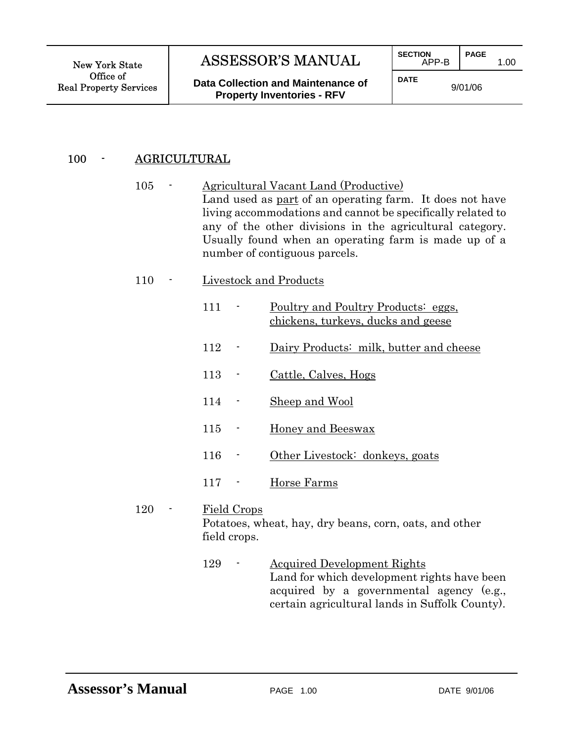## 100 - AGRICULTURAL

### 105 - Agricultural Vacant Land (Productive)

Land used as part of an operating farm. It does not have living accommodations and cannot be specifically related to any of the other divisions in the agricultural category. Usually found when an operating farm is made up of a number of contiguous parcels.

### 110 - Livestock and Products

- 111 - Poultry and Poultry Products: eggs, chickens, turkeys, ducks and geese
- 112 - Dairy Products: milk, butter and cheese
- 113 - Cattle, Calves, Hogs
- 114 - Sheep and Wool
- 115 - Honey and Beeswax
- 116 - Other Livestock: donkeys, goats
- 117 - Horse Farms

### 120 - Field Crops

Potatoes, wheat, hay, dry beans, corn, oats, and other field crops.

- 129 - Acquired Development Rights

  Land for which development rights have been acquired by a governmental agency (e.g., certain agricultural lands in Suffolk County).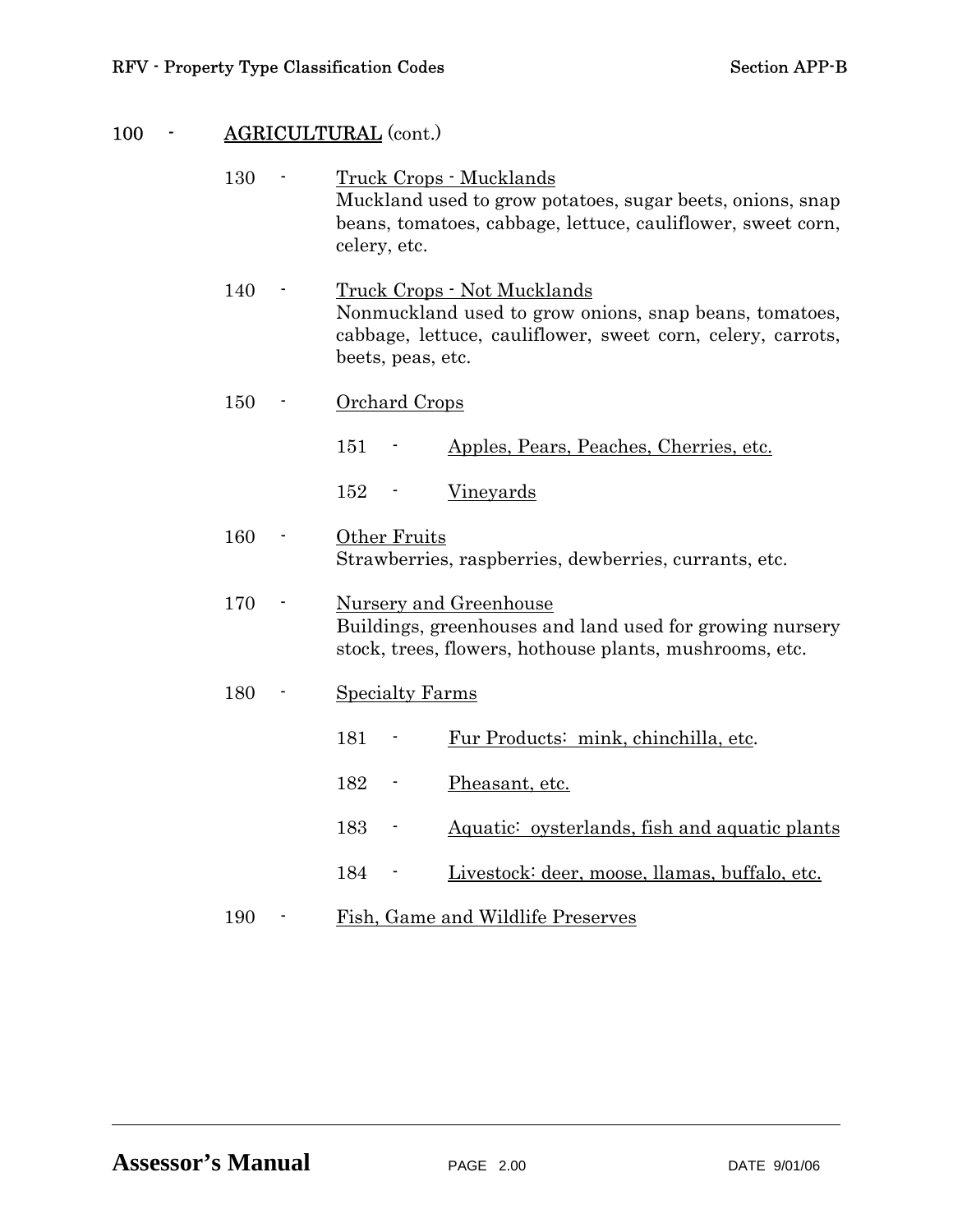## 100 - AGRICULTURAL (cont.)

- **130 - Truck Crops - Mucklands**
  Muckland used to grow potatoes, sugar beets, onions, snap beans, tomatoes, cabbage, lettuce, cauliflower, sweet corn, celery, etc.

- **140 - Truck Crops - Not Mucklands**
  Nonmuckland used to grow onions, snap beans, tomatoes, cabbage, lettuce, cauliflower, sweet corn, celery, carrots, beets, peas, etc.

- **150 - Orchard Crops**
  - 151 - Apples, Pears, Peaches, Cherries, etc.
  - 152 - Vineyards

- **160 - Other Fruits**
  Strawberries, raspberries, dewberries, currants, etc.

- **170 - Nursery and Greenhouse**
  Buildings, greenhouses and land used for growing nursery stock, trees, flowers, hothouse plants, mushrooms, etc.

- **180 - Specialty Farms**
  - 181 - Fur Products: mink, chinchilla, etc.
  - 182 - Pheasant, etc.
  - 183 - Aquatic: oysterlands, fish and aquatic plants
  - 184 - Livestock: deer, moose, llamas, buffalo, etc.

- **190 - Fish, Game and Wildlife Preserves**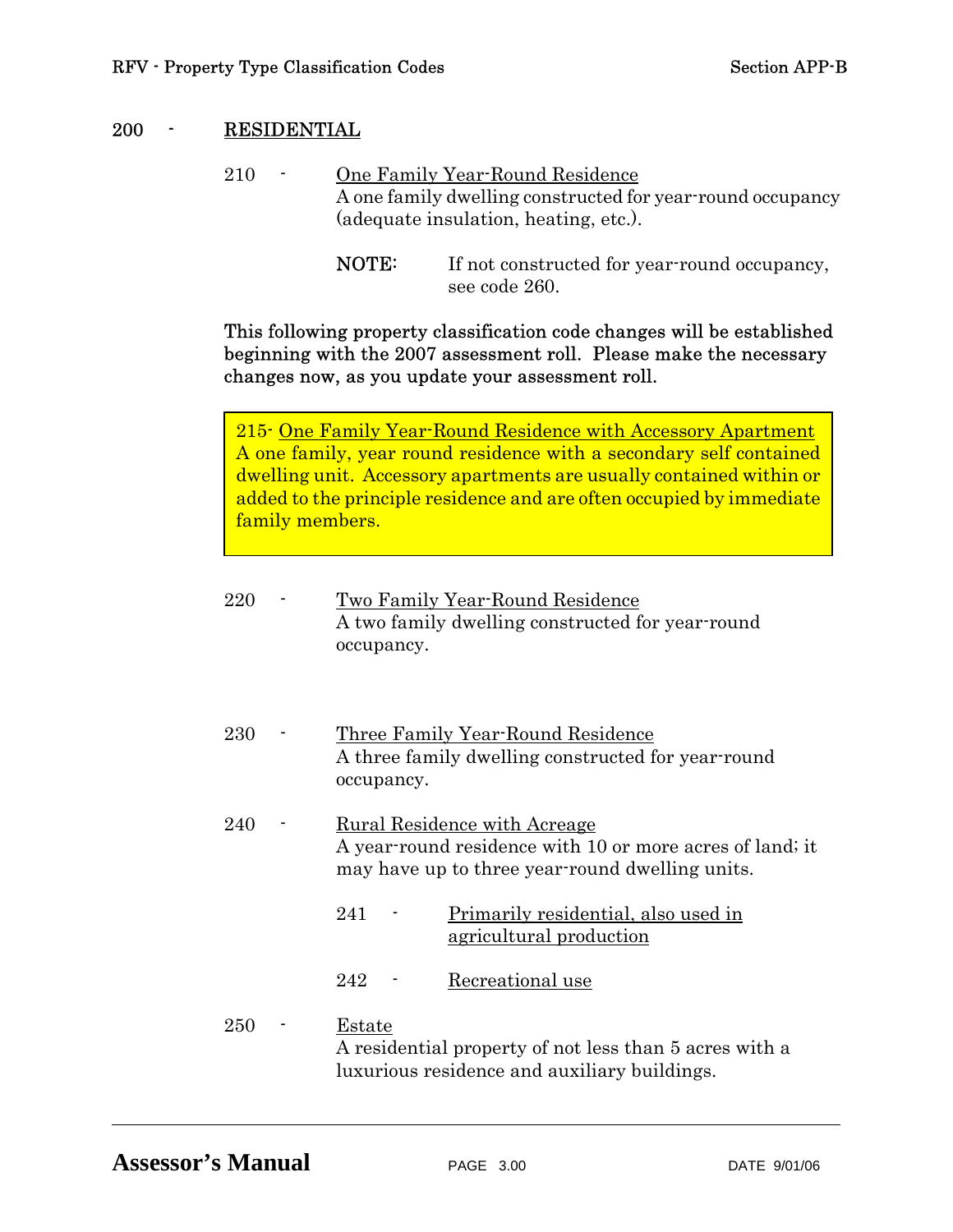## 200 - RESIDENTIAL

210 - One Family Year-Round Residence
A one family dwelling constructed for year-round occupancy (adequate insulation, heating, etc.).

**NOTE:** If not constructed for year-round occupancy, see code 260.

**This following property classification code changes will be established beginning with the 2007 assessment roll. Please make the necessary changes now, as you update your assessment roll.**

> 215- One Family Year-Round Residence with Accessory Apartment
> A one family, year round residence with a secondary self contained dwelling unit. Accessory apartments are usually contained within or added to the principle residence and are often occupied by immediate family members.

220 - Two Family Year-Round Residence
A two family dwelling constructed for year-round occupancy.

230 - Three Family Year-Round Residence
A three family dwelling constructed for year-round occupancy.

240 - Rural Residence with Acreage
A year-round residence with 10 or more acres of land; it may have up to three year-round dwelling units.

- 241 - Primarily residential, also used in agricultural production
- 242 - Recreational use

250 - Estate
A residential property of not less than 5 acres with a luxurious residence and auxiliary buildings.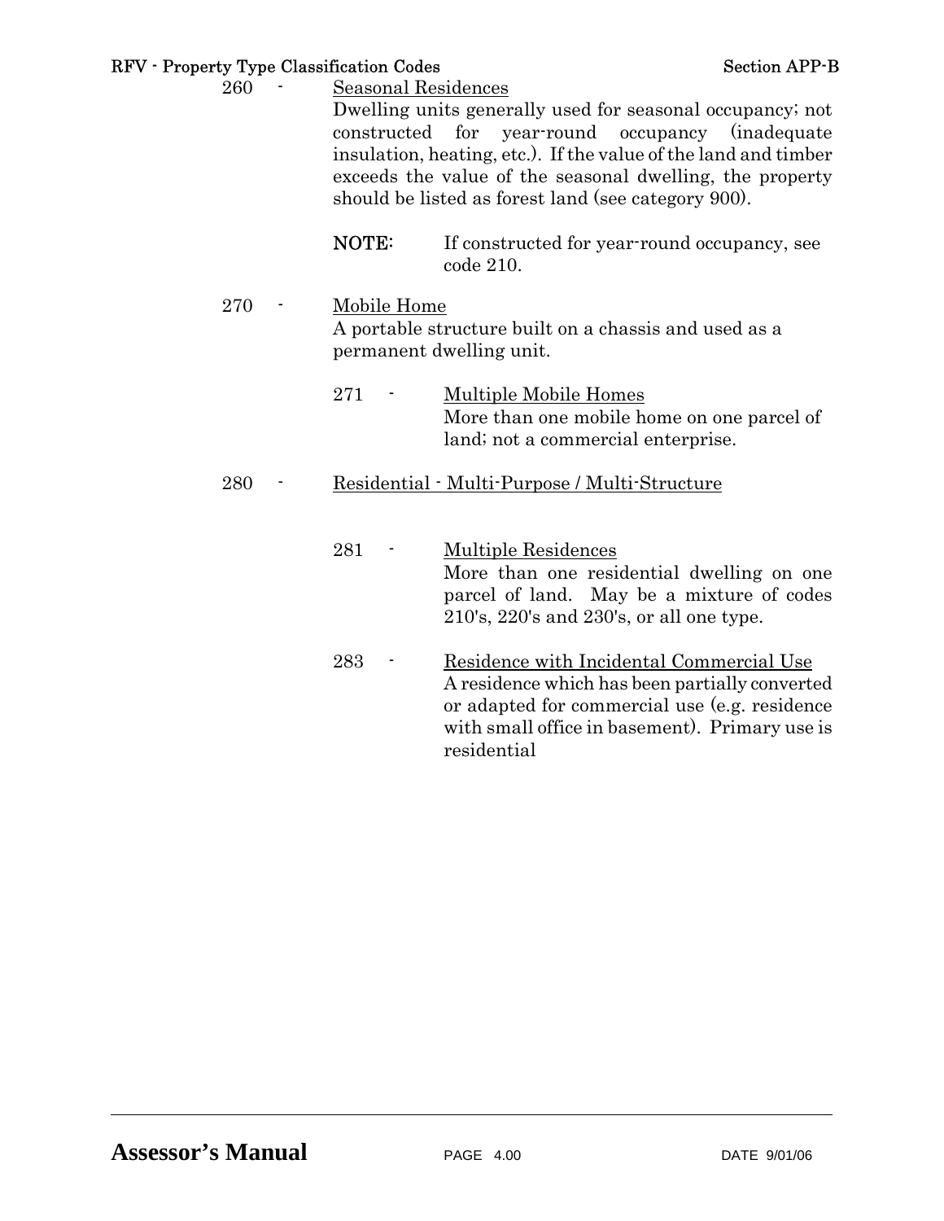260 - Seasonal Residences

Dwelling units generally used for seasonal occupancy; not constructed for year-round occupancy (inadequate insulation, heating, etc.). If the value of the land and timber exceeds the value of the seasonal dwelling, the property should be listed as forest land (see category 900).

**NOTE:** If constructed for year-round occupancy, see code 210.

270 - Mobile Home

A portable structure built on a chassis and used as a permanent dwelling unit.

- 271 - Multiple Mobile Homes

  More than one mobile home on one parcel of land; not a commercial enterprise.

280 - Residential - Multi-Purpose / Multi-Structure

- 281 - Multiple Residences

  More than one residential dwelling on one parcel of land. May be a mixture of codes 210's, 220's and 230's, or all one type.

- 283 - Residence with Incidental Commercial Use

  A residence which has been partially converted or adapted for commercial use (e.g. residence with small office in basement). Primary use is residential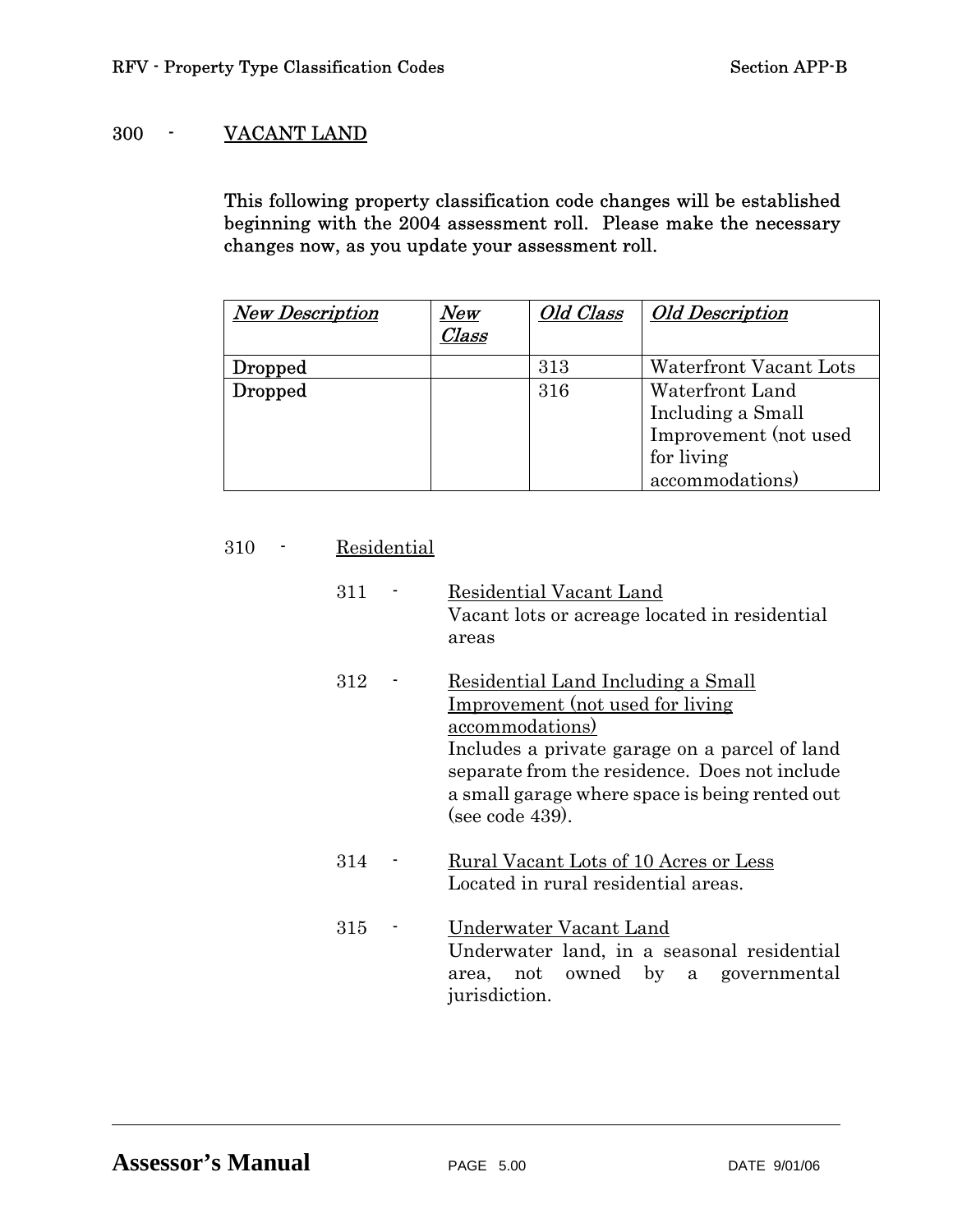# 300 - VACANT LAND

This following property classification code changes will be established beginning with the 2004 assessment roll. Please make the necessary changes now, as you update your assessment roll.

| *New Description* | *New Class* | *Old Class* | *Old Description* |
|---|---|---|---|
| Dropped | | 313 | Waterfront Vacant Lots |
| Dropped | | 316 | Waterfront Land Including a Small Improvement (not used for living accommodations) |

## 310 - Residential

### 311 - Residential Vacant Land

Vacant lots or acreage located in residential areas

### 312 - Residential Land Including a Small Improvement (not used for living accommodations)

Includes a private garage on a parcel of land separate from the residence. Does not include a small garage where space is being rented out (see code 439).

### 314 - Rural Vacant Lots of 10 Acres or Less

Located in rural residential areas.

### 315 - Underwater Vacant Land

Underwater land, in a seasonal residential area, not owned by a governmental jurisdiction.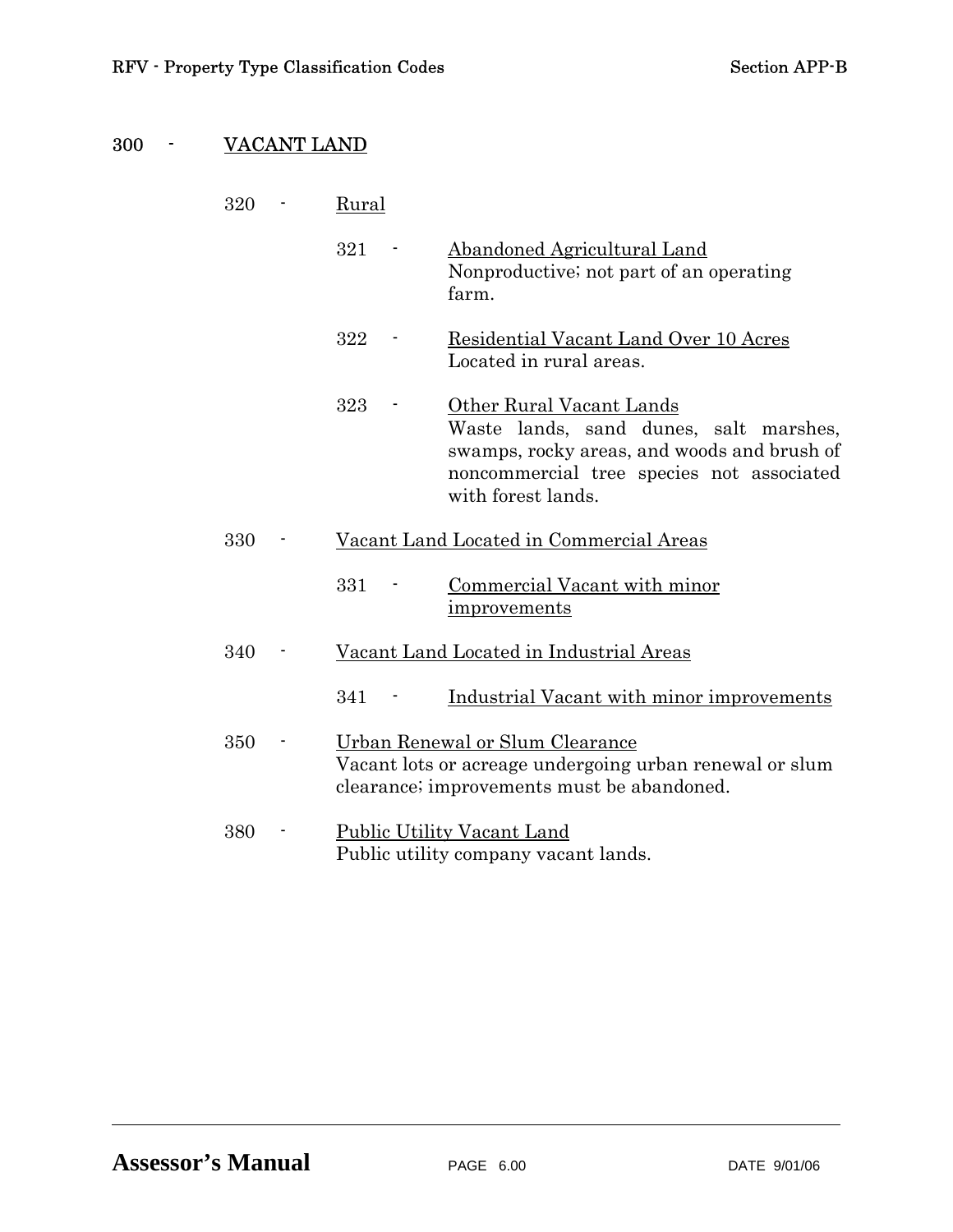## 300 - VACANT LAND

### 320 - Rural

- **321 - Abandoned Agricultural Land**
  Nonproductive; not part of an operating farm.

- **322 - Residential Vacant Land Over 10 Acres**
  Located in rural areas.

- **323 - Other Rural Vacant Lands**
  Waste lands, sand dunes, salt marshes, swamps, rocky areas, and woods and brush of noncommercial tree species not associated with forest lands.

### 330 - Vacant Land Located in Commercial Areas

- **331 - Commercial Vacant with minor improvements**

### 340 - Vacant Land Located in Industrial Areas

- **341 - Industrial Vacant with minor improvements**

### 350 - Urban Renewal or Slum Clearance

Vacant lots or acreage undergoing urban renewal or slum clearance; improvements must be abandoned.

### 380 - Public Utility Vacant Land

Public utility company vacant lands.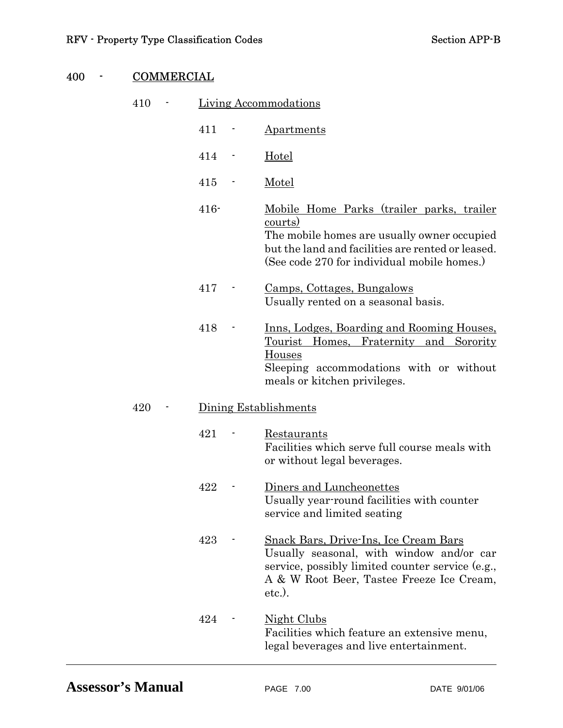# 400 - COMMERCIAL

## 410 - Living Accommodations

411 - Apartments

414 - Hotel

415 - Motel

416- Mobile Home Parks (trailer parks, trailer courts)
The mobile homes are usually owner occupied but the land and facilities are rented or leased. (See code 270 for individual mobile homes.)

417 - Camps, Cottages, Bungalows
Usually rented on a seasonal basis.

418 - Inns, Lodges, Boarding and Rooming Houses, Tourist Homes, Fraternity and Sorority Houses
Sleeping accommodations with or without meals or kitchen privileges.

## 420 - Dining Establishments

421 - Restaurants
Facilities which serve full course meals with or without legal beverages.

422 - Diners and Luncheonettes
Usually year-round facilities with counter service and limited seating

423 - Snack Bars, Drive-Ins, Ice Cream Bars
Usually seasonal, with window and/or car service, possibly limited counter service (e.g., A & W Root Beer, Tastee Freeze Ice Cream, etc.).

424 - Night Clubs
Facilities which feature an extensive menu, legal beverages and live entertainment.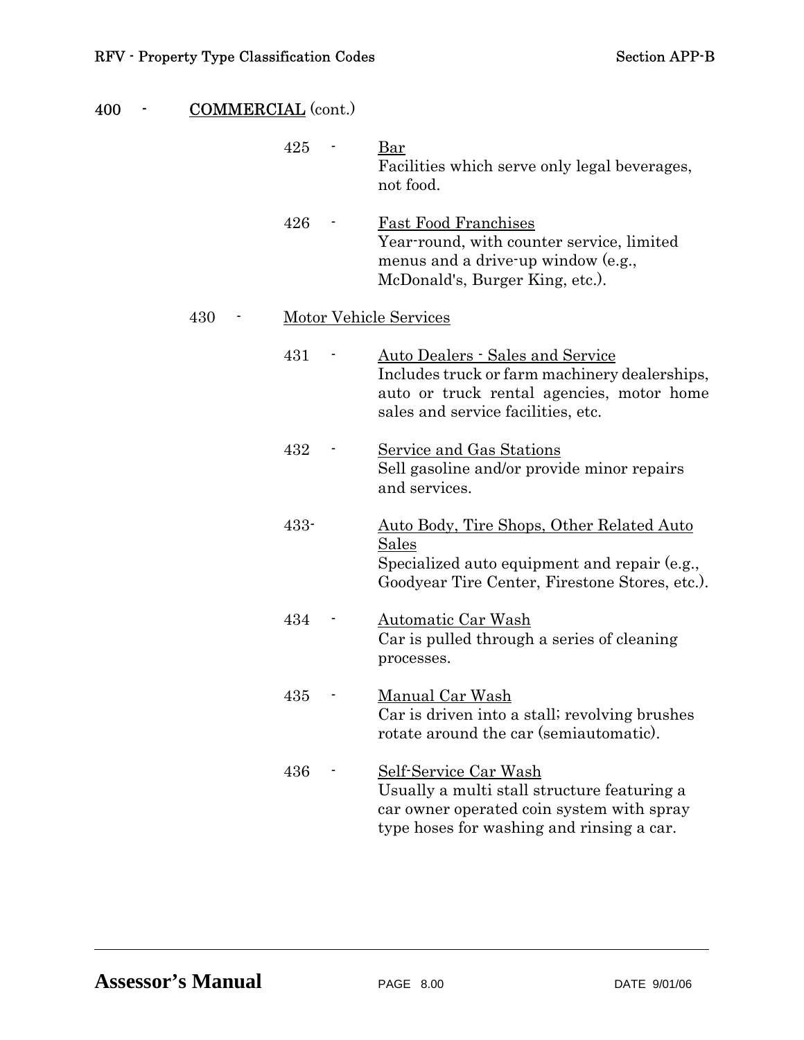400 - COMMERCIAL (cont.)

425 - Bar
Facilities which serve only legal beverages, not food.

426 - Fast Food Franchises
Year-round, with counter service, limited menus and a drive-up window (e.g., McDonald's, Burger King, etc.).

430 - Motor Vehicle Services

431 - Auto Dealers - Sales and Service
Includes truck or farm machinery dealerships, auto or truck rental agencies, motor home sales and service facilities, etc.

432 - Service and Gas Stations
Sell gasoline and/or provide minor repairs and services.

433- Auto Body, Tire Shops, Other Related Auto Sales
Specialized auto equipment and repair (e.g., Goodyear Tire Center, Firestone Stores, etc.).

434 - Automatic Car Wash
Car is pulled through a series of cleaning processes.

435 - Manual Car Wash
Car is driven into a stall; revolving brushes rotate around the car (semiautomatic).

436 - Self-Service Car Wash
Usually a multi stall structure featuring a car owner operated coin system with spray type hoses for washing and rinsing a car.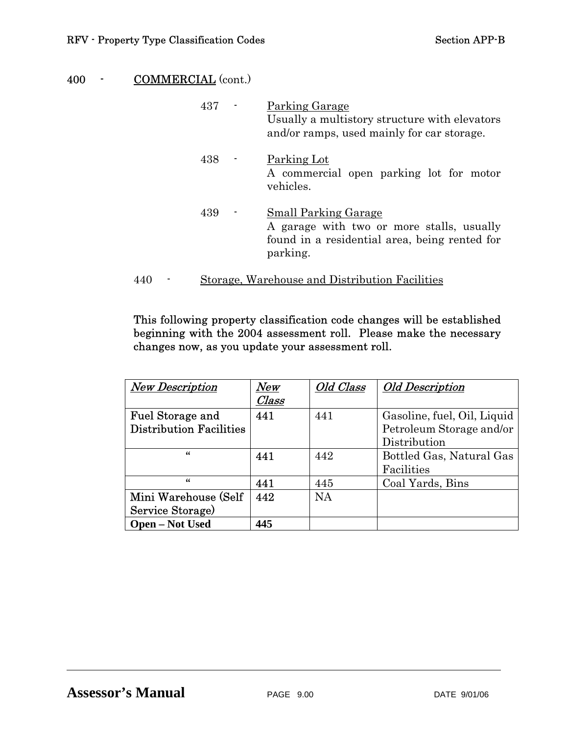400 - <u>COMMERCIAL</u> (cont.)

437 - <u>Parking Garage</u>
Usually a multistory structure with elevators and/or ramps, used mainly for car storage.

438 - <u>Parking Lot</u>
A commercial open parking lot for motor vehicles.

439 - <u>Small Parking Garage</u>
A garage with two or more stalls, usually found in a residential area, being rented for parking.

440 - <u>Storage, Warehouse and Distribution Facilities</u>

**This following property classification code changes will be established beginning with the 2004 assessment roll. Please make the necessary changes now, as you update your assessment roll.**

| *New Description* | *New Class* | *Old Class* | *Old Description* |
|---|---|---|---|
| Fuel Storage and Distribution Facilities | 441 | 441 | Gasoline, fuel, Oil, Liquid Petroleum Storage and/or Distribution |
| " | 441 | 442 | Bottled Gas, Natural Gas Facilities |
| " | 441 | 445 | Coal Yards, Bins |
| Mini Warehouse (Self Service Storage) | 442 | NA | |
| **Open – Not Used** | **445** | | |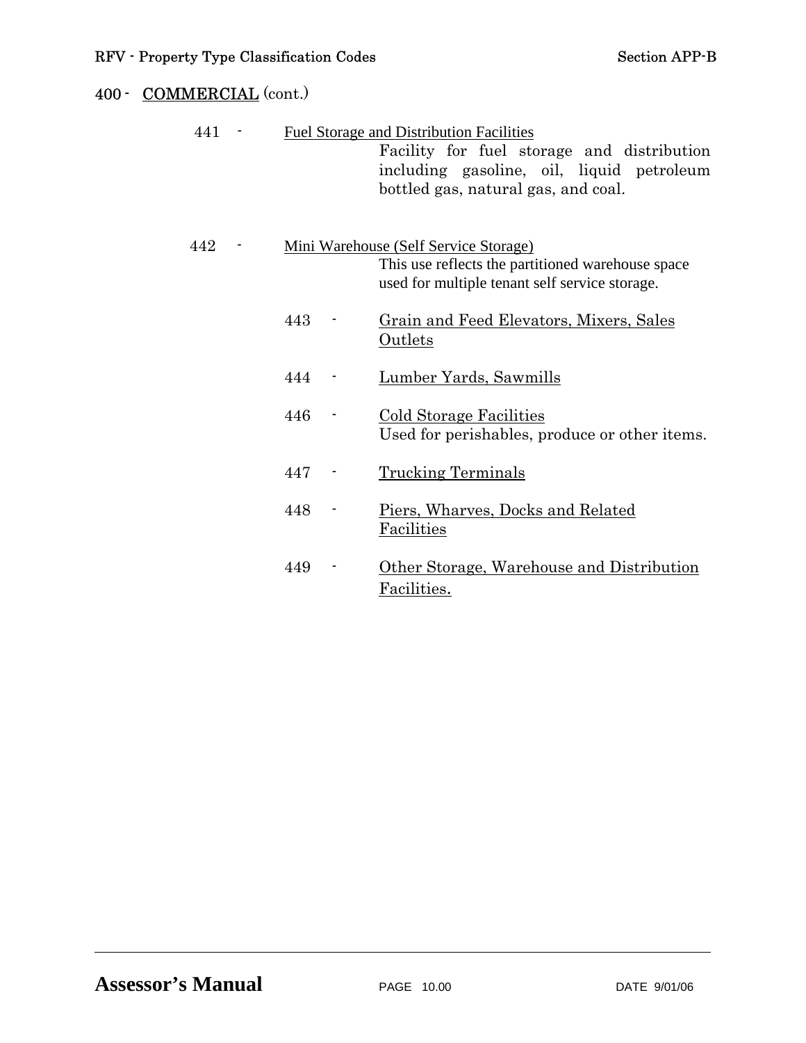## 400 - COMMERCIAL (cont.)

441 - Fuel Storage and Distribution Facilities

Facility for fuel storage and distribution including gasoline, oil, liquid petroleum bottled gas, natural gas, and coal.

442 - Mini Warehouse (Self Service Storage)

This use reflects the partitioned warehouse space used for multiple tenant self service storage.

443 - Grain and Feed Elevators, Mixers, Sales Outlets

444 - Lumber Yards, Sawmills

446 - Cold Storage Facilities

Used for perishables, produce or other items.

447 - Trucking Terminals

448 - Piers, Wharves, Docks and Related Facilities

449 - Other Storage, Warehouse and Distribution Facilities.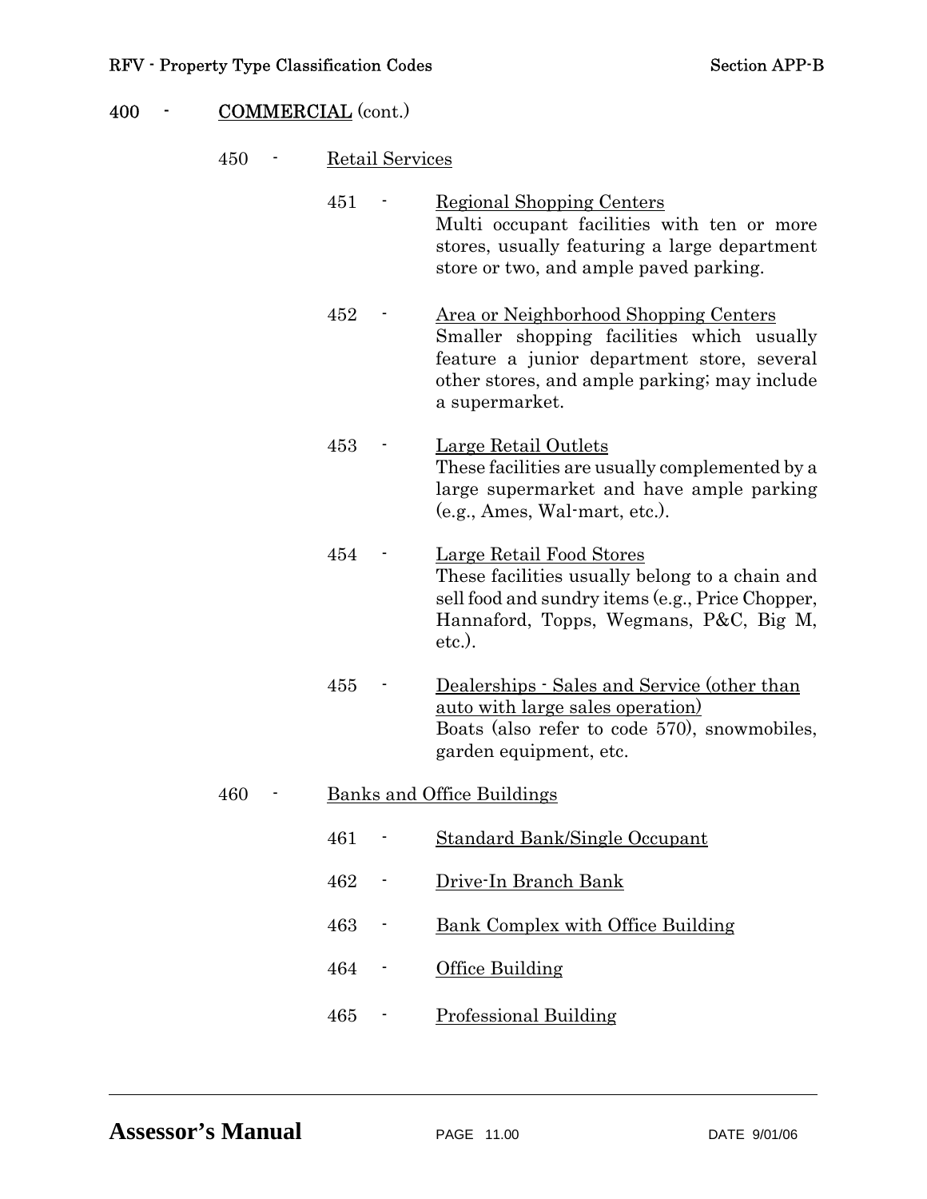## 400 - COMMERCIAL (cont.)

### 450 - Retail Services

- **451 - Regional Shopping Centers**
  Multi occupant facilities with ten or more stores, usually featuring a large department store or two, and ample paved parking.

- **452 - Area or Neighborhood Shopping Centers**
  Smaller shopping facilities which usually feature a junior department store, several other stores, and ample parking; may include a supermarket.

- **453 - Large Retail Outlets**
  These facilities are usually complemented by a large supermarket and have ample parking (e.g., Ames, Wal-mart, etc.).

- **454 - Large Retail Food Stores**
  These facilities usually belong to a chain and sell food and sundry items (e.g., Price Chopper, Hannaford, Topps, Wegmans, P&C, Big M, etc.).

- **455 - Dealerships - Sales and Service (other than auto with large sales operation)**
  Boats (also refer to code 570), snowmobiles, garden equipment, etc.

### 460 - Banks and Office Buildings

- **461 - Standard Bank/Single Occupant**

- **462 - Drive-In Branch Bank**

- **463 - Bank Complex with Office Building**

- **464 - Office Building**

- **465 - Professional Building**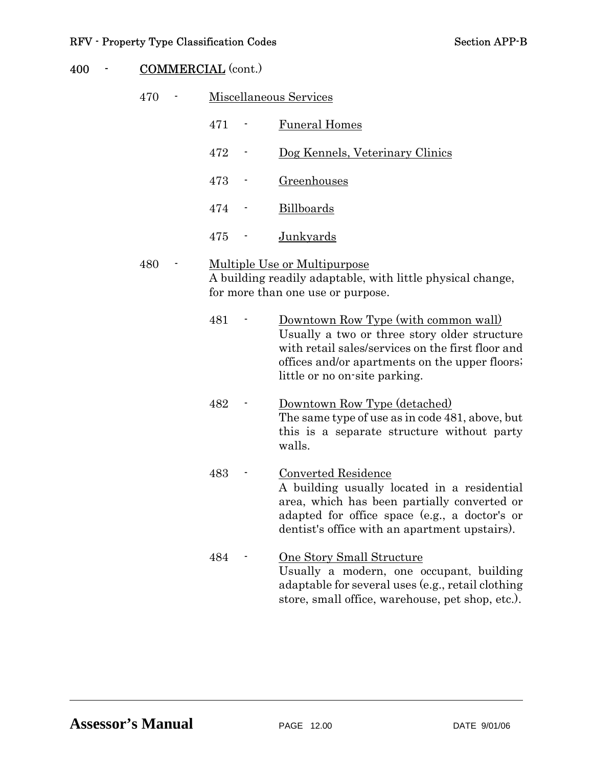400 - COMMERCIAL (cont.)

470 - Miscellaneous Services

471 - Funeral Homes

472 - Dog Kennels, Veterinary Clinics

473 - Greenhouses

474 - Billboards

475 - Junkyards

480 - Multiple Use or Multipurpose
A building readily adaptable, with little physical change, for more than one use or purpose.

481 - Downtown Row Type (with common wall)
Usually a two or three story older structure with retail sales/services on the first floor and offices and/or apartments on the upper floors; little or no on-site parking.

482 - Downtown Row Type (detached)
The same type of use as in code 481, above, but this is a separate structure without party walls.

483 - Converted Residence
A building usually located in a residential area, which has been partially converted or adapted for office space (e.g., a doctor's or dentist's office with an apartment upstairs).

484 - One Story Small Structure
Usually a modern, one occupant, building adaptable for several uses (e.g., retail clothing store, small office, warehouse, pet shop, etc.).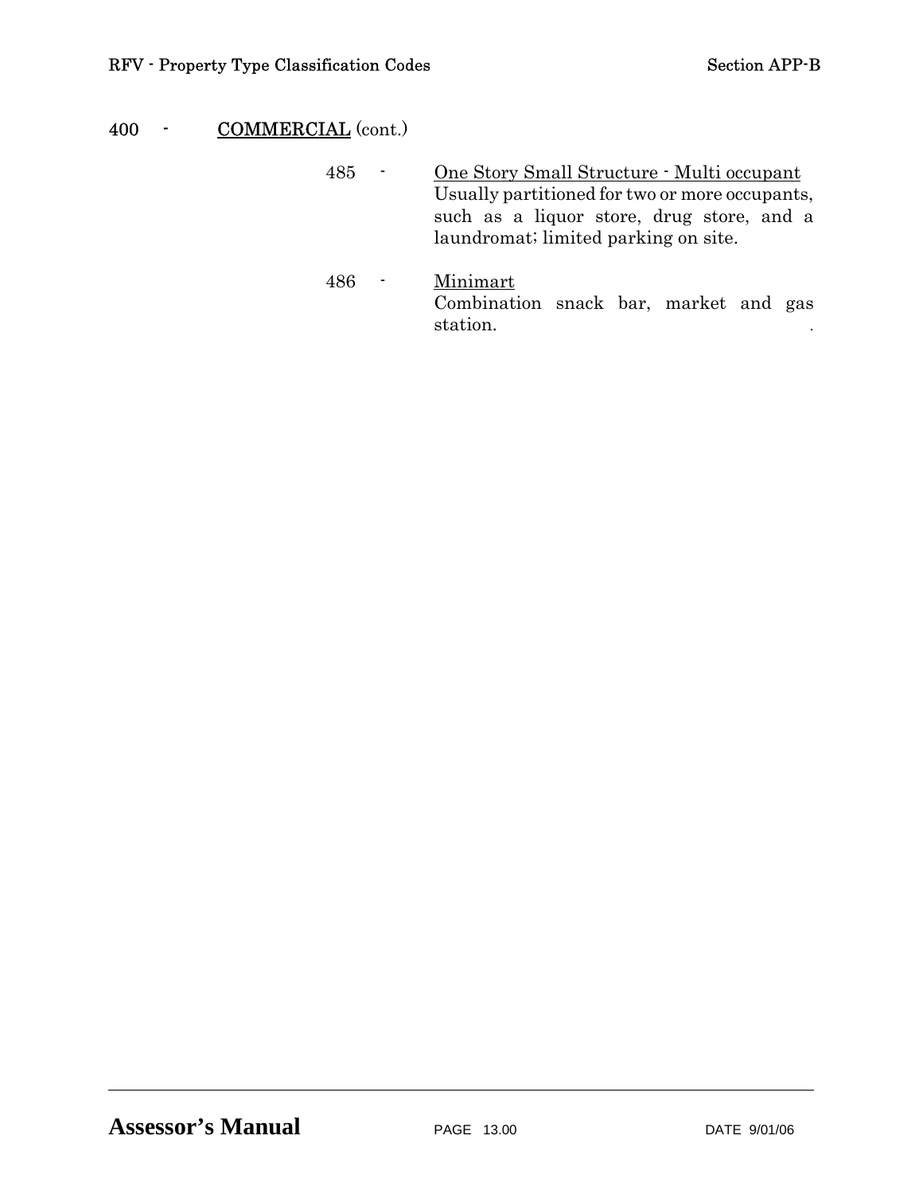## 400 - <u>COMMERCIAL</u> (cont.)

485 - <u>One Story Small Structure - Multi occupant</u>
Usually partitioned for two or more occupants, such as a liquor store, drug store, and a laundromat; limited parking on site.

486 - <u>Minimart</u>
Combination snack bar, market and gas station.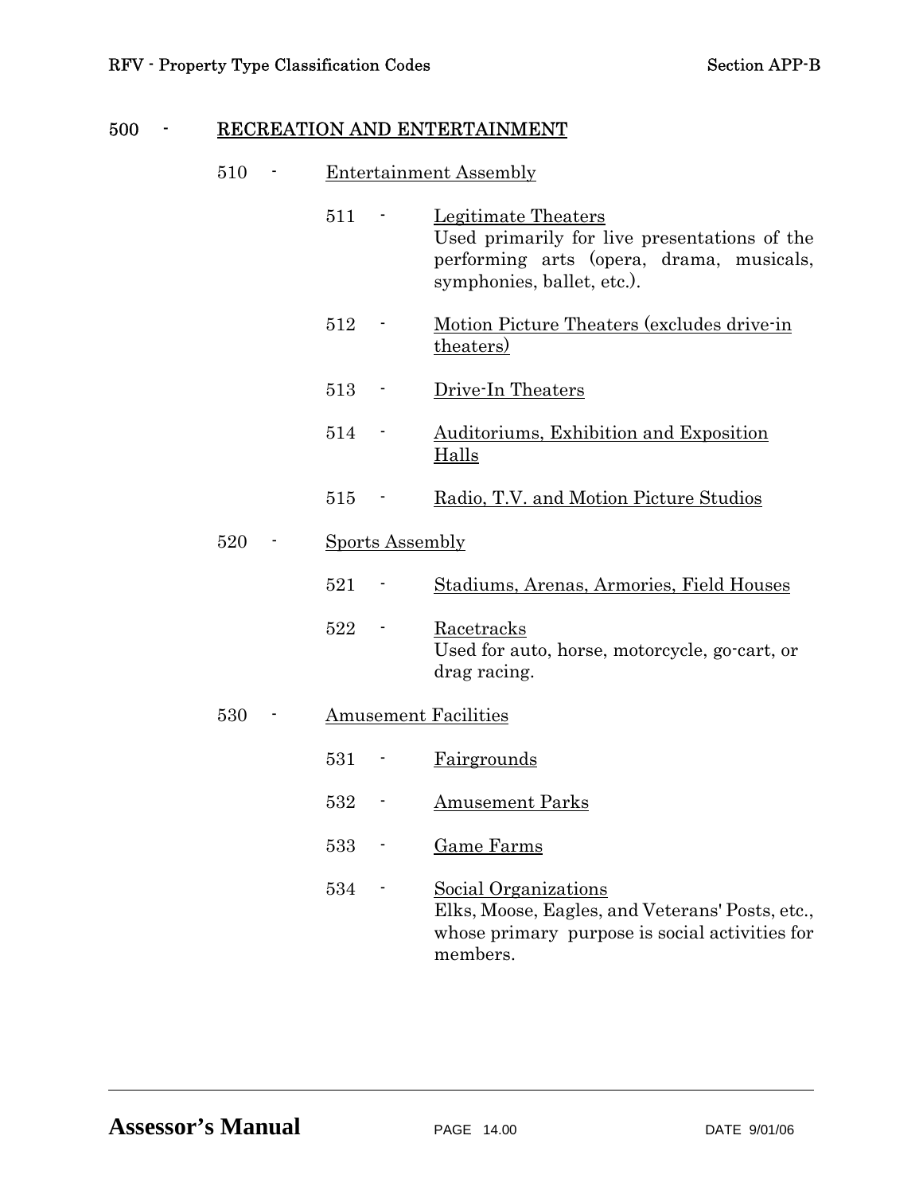# 500 - RECREATION AND ENTERTAINMENT

## 510 - Entertainment Assembly

- 511 - Legitimate Theaters
  Used primarily for live presentations of the performing arts (opera, drama, musicals, symphonies, ballet, etc.).

- 512 - Motion Picture Theaters (excludes drive-in theaters)

- 513 - Drive-In Theaters

- 514 - Auditoriums, Exhibition and Exposition Halls

- 515 - Radio, T.V. and Motion Picture Studios

## 520 - Sports Assembly

- 521 - Stadiums, Arenas, Armories, Field Houses

- 522 - Racetracks
  Used for auto, horse, motorcycle, go-cart, or drag racing.

## 530 - Amusement Facilities

- 531 - Fairgrounds

- 532 - Amusement Parks

- 533 - Game Farms

- 534 - Social Organizations
  Elks, Moose, Eagles, and Veterans' Posts, etc., whose primary purpose is social activities for members.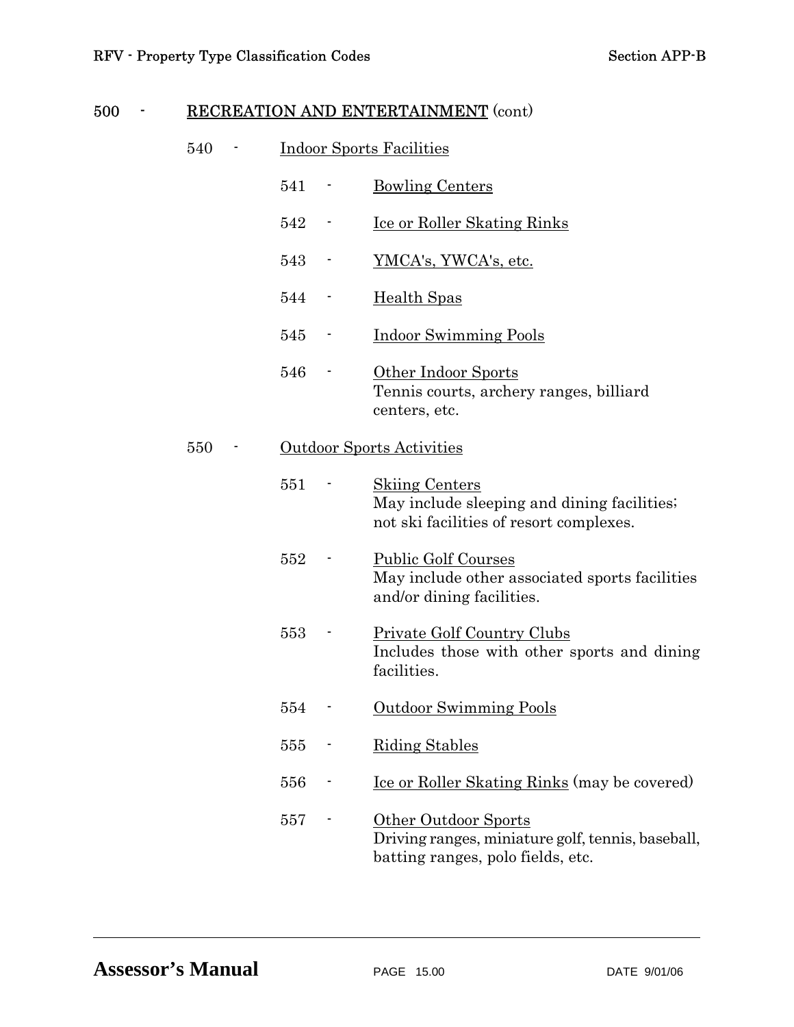## 500 - RECREATION AND ENTERTAINMENT (cont)

### 540 - Indoor Sports Facilities

- 541 - Bowling Centers
- 542 - Ice or Roller Skating Rinks
- 543 - YMCA's, YWCA's, etc.
- 544 - Health Spas
- 545 - Indoor Swimming Pools
- 546 - Other Indoor Sports
  Tennis courts, archery ranges, billiard centers, etc.

### 550 - Outdoor Sports Activities

- 551 - Skiing Centers
  May include sleeping and dining facilities; not ski facilities of resort complexes.
- 552 - Public Golf Courses
  May include other associated sports facilities and/or dining facilities.
- 553 - Private Golf Country Clubs
  Includes those with other sports and dining facilities.
- 554 - Outdoor Swimming Pools
- 555 - Riding Stables
- 556 - Ice or Roller Skating Rinks (may be covered)
- 557 - Other Outdoor Sports
  Driving ranges, miniature golf, tennis, baseball, batting ranges, polo fields, etc.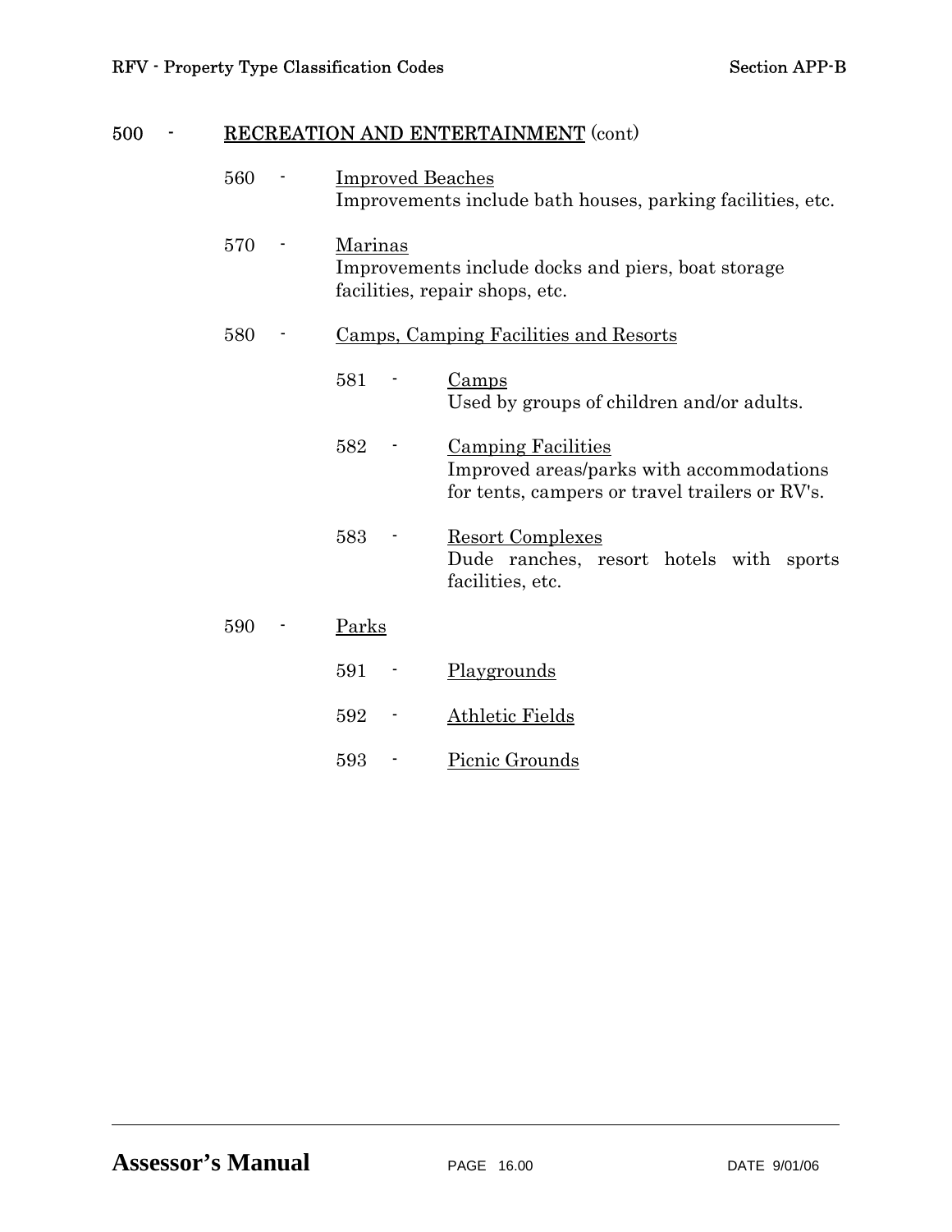## 500 - RECREATION AND ENTERTAINMENT (cont)

560 - Improved Beaches
Improvements include bath houses, parking facilities, etc.

570 - Marinas
Improvements include docks and piers, boat storage facilities, repair shops, etc.

580 - Camps, Camping Facilities and Resorts

581 - Camps
Used by groups of children and/or adults.

582 - Camping Facilities
Improved areas/parks with accommodations for tents, campers or travel trailers or RV's.

583 - Resort Complexes
Dude ranches, resort hotels with sports facilities, etc.

590 - Parks

591 - Playgrounds

592 - Athletic Fields

593 - Picnic Grounds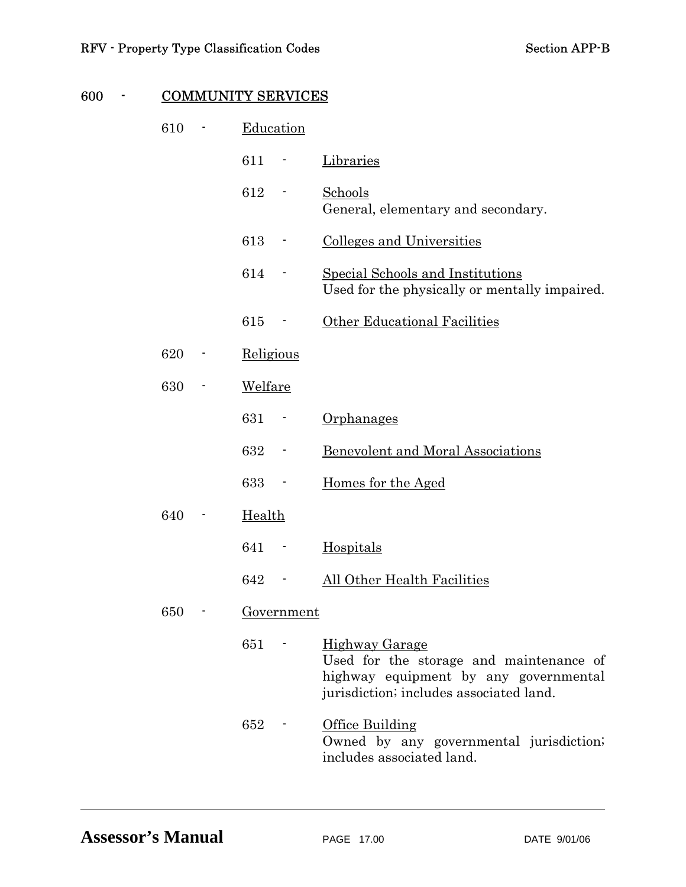## 600 - COMMUNITY SERVICES

### 610 - Education

- 611 - Libraries
- 612 - Schools
  General, elementary and secondary.
- 613 - Colleges and Universities
- 614 - Special Schools and Institutions
  Used for the physically or mentally impaired.
- 615 - Other Educational Facilities

### 620 - Religious

### 630 - Welfare

- 631 - Orphanages
- 632 - Benevolent and Moral Associations
- 633 - Homes for the Aged

### 640 - Health

- 641 - Hospitals
- 642 - All Other Health Facilities

### 650 - Government

- 651 - Highway Garage
  Used for the storage and maintenance of highway equipment by any governmental jurisdiction; includes associated land.
- 652 - Office Building
  Owned by any governmental jurisdiction; includes associated land.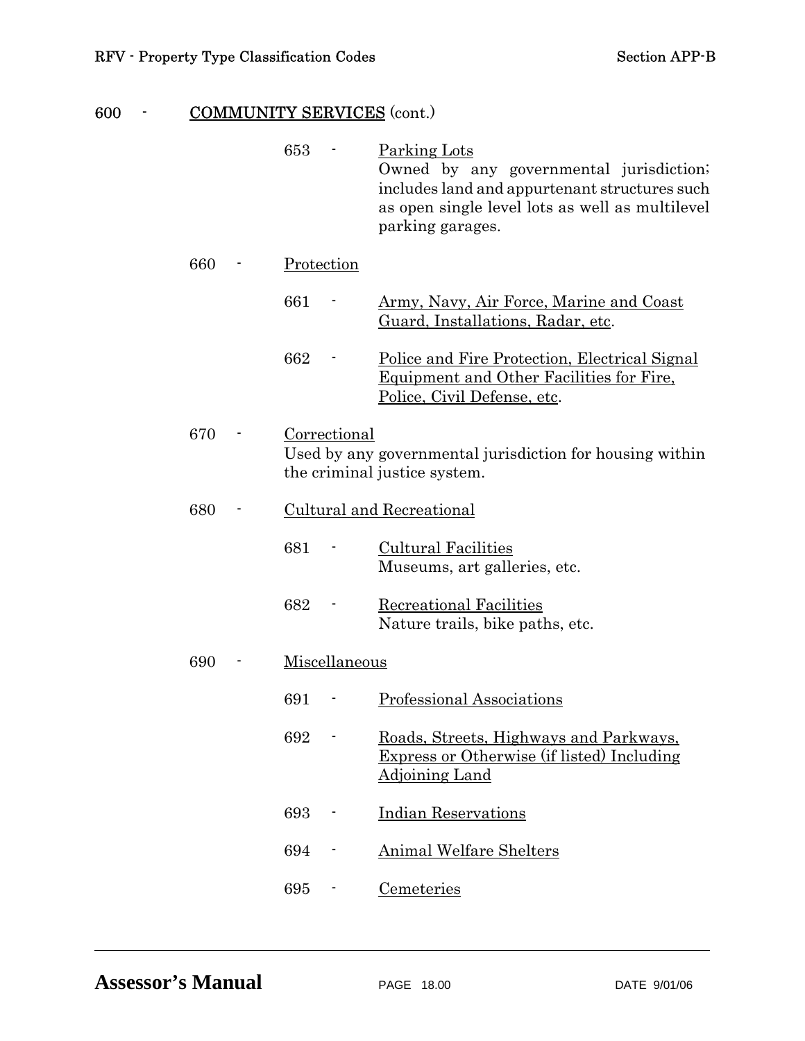## 600 - COMMUNITY SERVICES (cont.)

- 653 - Parking Lots
  Owned by any governmental jurisdiction; includes land and appurtenant structures such as open single level lots as well as multilevel parking garages.

### 660 - Protection

- 661 - Army, Navy, Air Force, Marine and Coast Guard, Installations, Radar, etc.
- 662 - Police and Fire Protection, Electrical Signal Equipment and Other Facilities for Fire, Police, Civil Defense, etc.

### 670 - Correctional

Used by any governmental jurisdiction for housing within the criminal justice system.

### 680 - Cultural and Recreational

- 681 - Cultural Facilities
  Museums, art galleries, etc.
- 682 - Recreational Facilities
  Nature trails, bike paths, etc.

### 690 - Miscellaneous

- 691 - Professional Associations
- 692 - Roads, Streets, Highways and Parkways, Express or Otherwise (if listed) Including Adjoining Land
- 693 - Indian Reservations
- 694 - Animal Welfare Shelters
- 695 - Cemeteries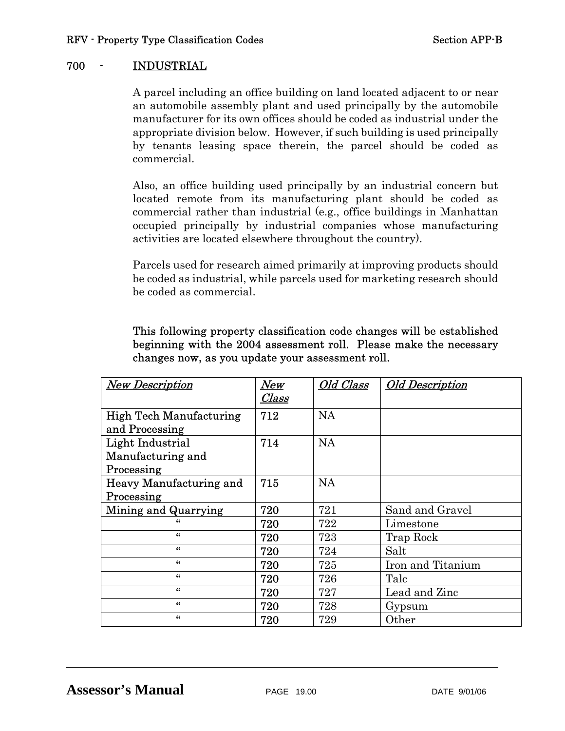## 700 - INDUSTRIAL

A parcel including an office building on land located adjacent to or near an automobile assembly plant and used principally by the automobile manufacturer for its own offices should be coded as industrial under the appropriate division below. However, if such building is used principally by tenants leasing space therein, the parcel should be coded as commercial.

Also, an office building used principally by an industrial concern but located remote from its manufacturing plant should be coded as commercial rather than industrial (e.g., office buildings in Manhattan occupied principally by industrial companies whose manufacturing activities are located elsewhere throughout the country).

Parcels used for research aimed primarily at improving products should be coded as industrial, while parcels used for marketing research should be coded as commercial.

**This following property classification code changes will be established beginning with the 2004 assessment roll. Please make the necessary changes now, as you update your assessment roll.**

| *New Description* | *New Class* | *Old Class* | *Old Description* |
|---|---|---|---|
| High Tech Manufacturing and Processing | 712 | NA | |
| Light Industrial Manufacturing and Processing | 714 | NA | |
| Heavy Manufacturing and Processing | 715 | NA | |
| Mining and Quarrying | 720 | 721 | Sand and Gravel |
| " | 720 | 722 | Limestone |
| " | 720 | 723 | Trap Rock |
| " | 720 | 724 | Salt |
| " | 720 | 725 | Iron and Titanium |
| " | 720 | 726 | Talc |
| " | 720 | 727 | Lead and Zinc |
| " | 720 | 728 | Gypsum |
| " | 720 | 729 | Other |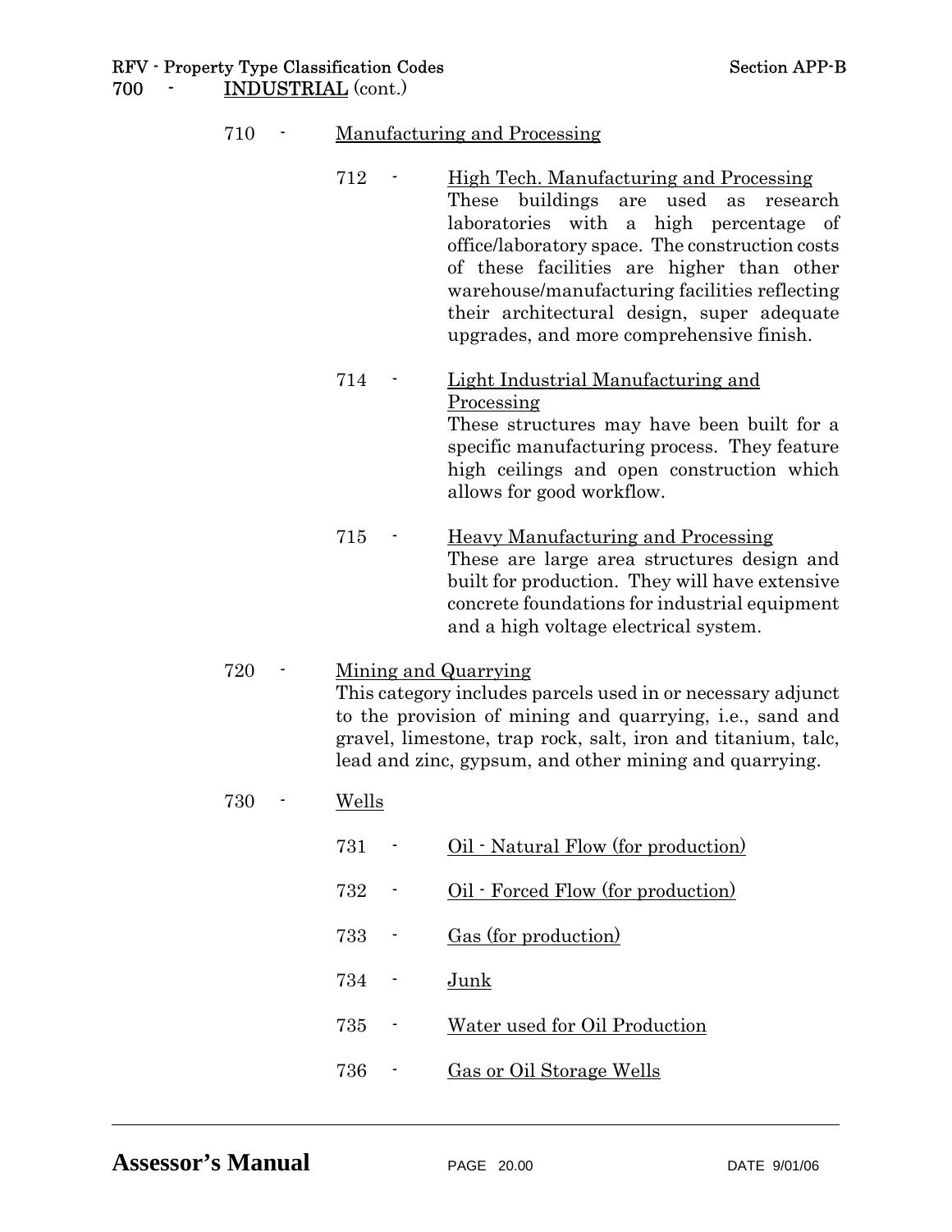700 - INDUSTRIAL (cont.)

710 - Manufacturing and Processing

712 - High Tech. Manufacturing and Processing
These buildings are used as research laboratories with a high percentage of office/laboratory space. The construction costs of these facilities are higher than other warehouse/manufacturing facilities reflecting their architectural design, super adequate upgrades, and more comprehensive finish.

714 - Light Industrial Manufacturing and Processing
These structures may have been built for a specific manufacturing process. They feature high ceilings and open construction which allows for good workflow.

715 - Heavy Manufacturing and Processing
These are large area structures design and built for production. They will have extensive concrete foundations for industrial equipment and a high voltage electrical system.

720 - Mining and Quarrying
This category includes parcels used in or necessary adjunct to the provision of mining and quarrying, i.e., sand and gravel, limestone, trap rock, salt, iron and titanium, talc, lead and zinc, gypsum, and other mining and quarrying.

730 - Wells

731 - Oil - Natural Flow (for production)

732 - Oil - Forced Flow (for production)

733 - Gas (for production)

734 - Junk

735 - Water used for Oil Production

736 - Gas or Oil Storage Wells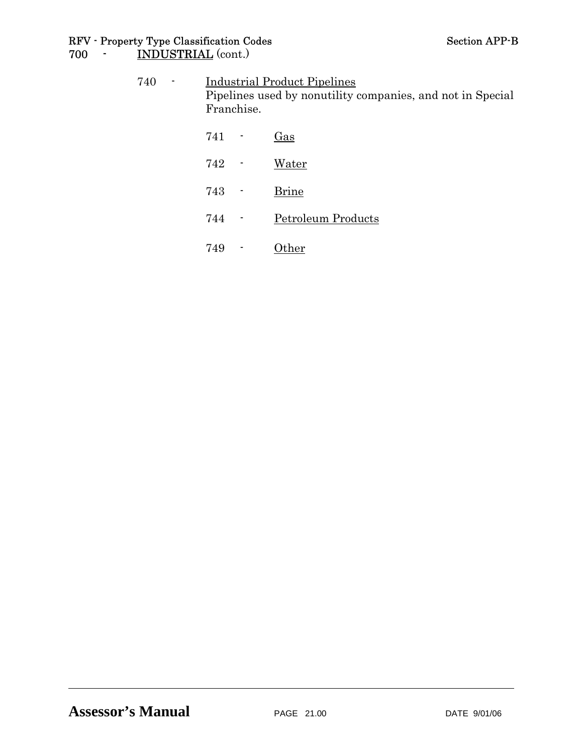700 - INDUSTRIAL (cont.)

740 - Industrial Product Pipelines
Pipelines used by nonutility companies, and not in Special Franchise.

- 741 - Gas
- 742 - Water
- 743 - Brine
- 744 - Petroleum Products
- 749 - Other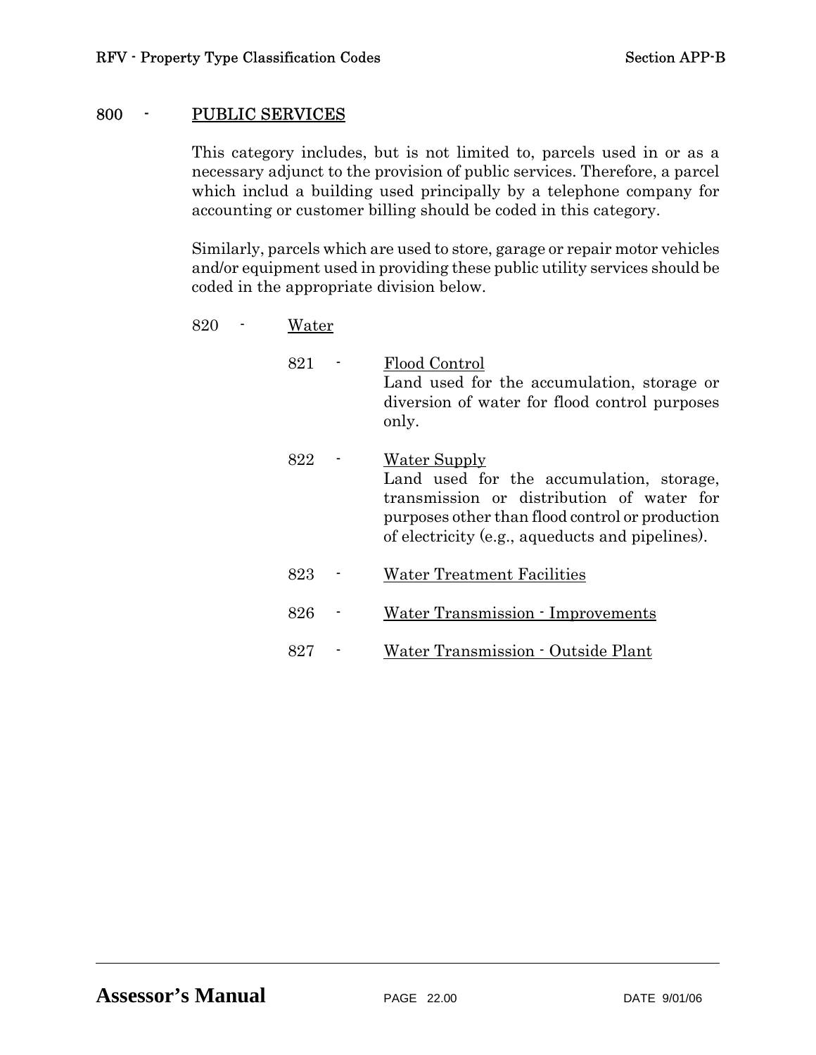## 800 - PUBLIC SERVICES

This category includes, but is not limited to, parcels used in or as a necessary adjunct to the provision of public services. Therefore, a parcel which includ a building used principally by a telephone company for accounting or customer billing should be coded in this category.

Similarly, parcels which are used to store, garage or repair motor vehicles and/or equipment used in providing these public utility services should be coded in the appropriate division below.

### 820 - Water

- 821 - Flood Control
  Land used for the accumulation, storage or diversion of water for flood control purposes only.

- 822 - Water Supply
  Land used for the accumulation, storage, transmission or distribution of water for purposes other than flood control or production of electricity (e.g., aqueducts and pipelines).

- 823 - Water Treatment Facilities

- 826 - Water Transmission - Improvements

- 827 - Water Transmission - Outside Plant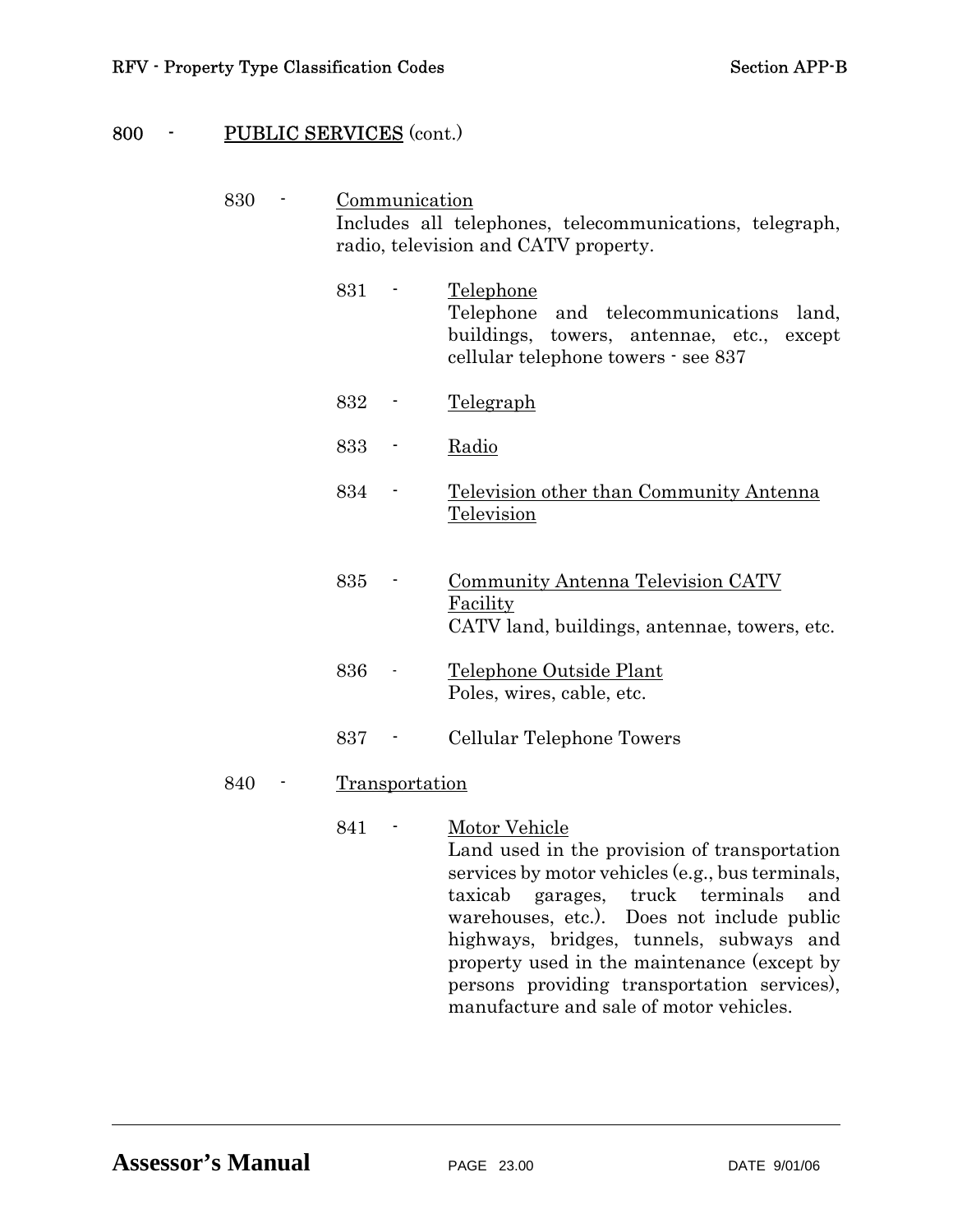## 800 - PUBLIC SERVICES (cont.)

### 830 - Communication

Includes all telephones, telecommunications, telegraph, radio, television and CATV property.

- 831 - Telephone
  Telephone and telecommunications land, buildings, towers, antennae, etc., except cellular telephone towers - see 837
- 832 - Telegraph
- 833 - Radio
- 834 - Television other than Community Antenna Television
- 835 - Community Antenna Television CATV Facility
  CATV land, buildings, antennae, towers, etc.
- 836 - Telephone Outside Plant
  Poles, wires, cable, etc.
- 837 - Cellular Telephone Towers

### 840 - Transportation

- 841 - Motor Vehicle
  Land used in the provision of transportation services by motor vehicles (e.g., bus terminals, taxicab garages, truck terminals and warehouses, etc.). Does not include public highways, bridges, tunnels, subways and property used in the maintenance (except by persons providing transportation services), manufacture and sale of motor vehicles.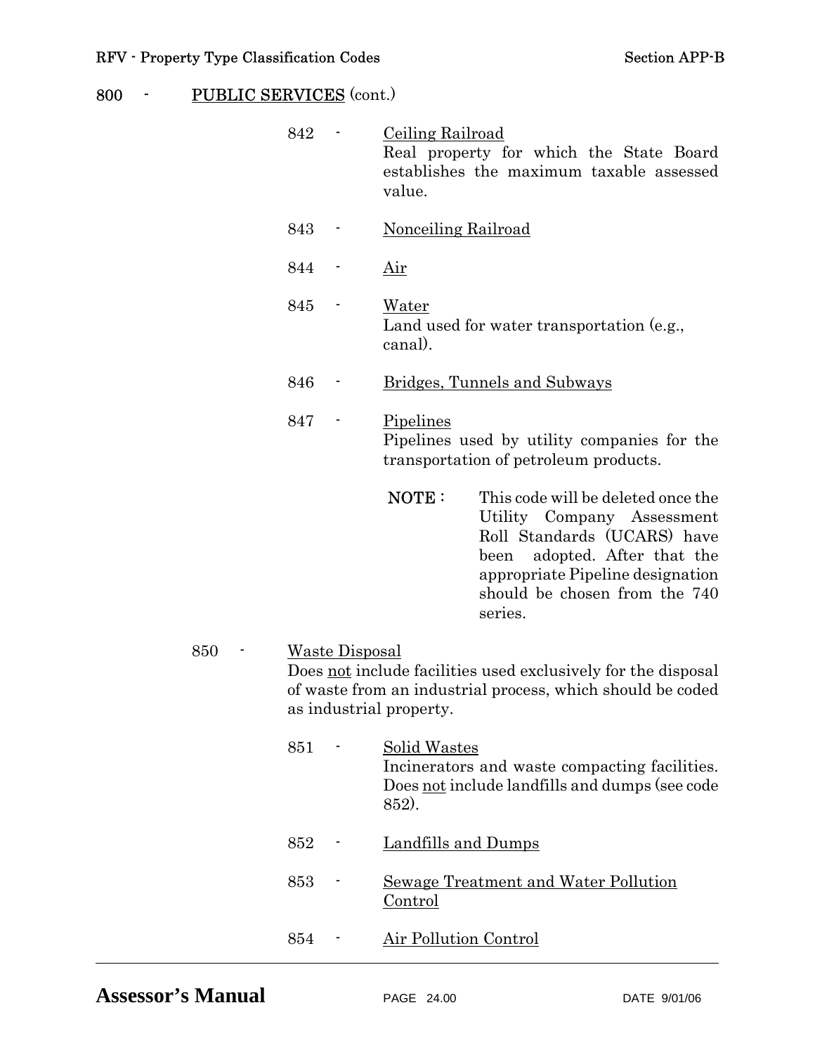## 800 - PUBLIC SERVICES (cont.)

842 - Ceiling Railroad
Real property for which the State Board establishes the maximum taxable assessed value.

843 - Nonceiling Railroad

844 - Air

845 - Water
Land used for water transportation (e.g., canal).

846 - Bridges, Tunnels and Subways

847 - Pipelines
Pipelines used by utility companies for the transportation of petroleum products.

**NOTE:** This code will be deleted once the Utility Company Assessment Roll Standards (UCARS) have been adopted. After that the appropriate Pipeline designation should be chosen from the 740 series.

### 850 - Waste Disposal

Does not include facilities used exclusively for the disposal of waste from an industrial process, which should be coded as industrial property.

851 - Solid Wastes
Incinerators and waste compacting facilities. Does not include landfills and dumps (see code 852).

852 - Landfills and Dumps

853 - Sewage Treatment and Water Pollution Control

854 - Air Pollution Control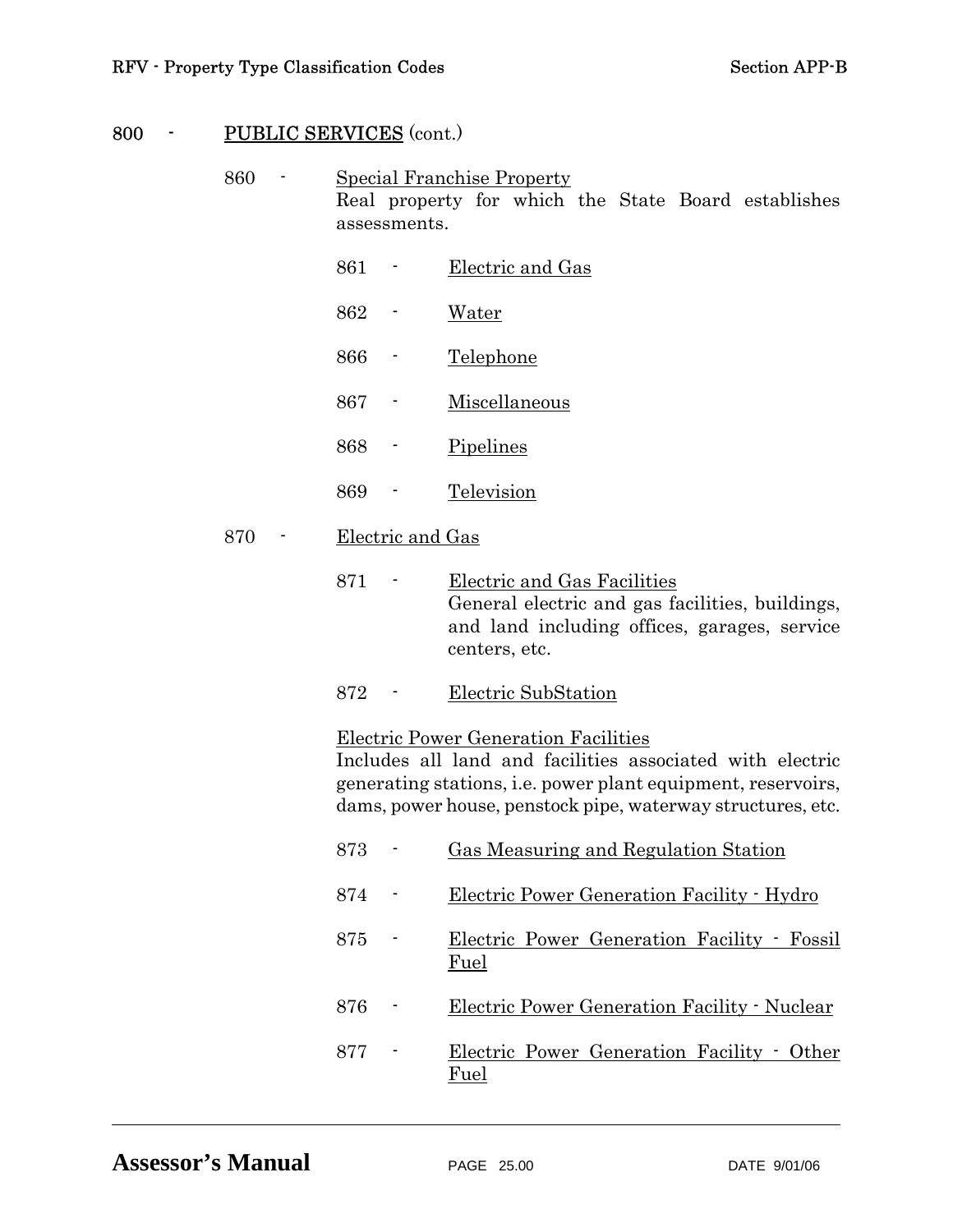800 - PUBLIC SERVICES (cont.)

- 860 - Special Franchise Property
  Real property for which the State Board establishes assessments.

  - 861 - Electric and Gas
  - 862 - Water
  - 866 - Telephone
  - 867 - Miscellaneous
  - 868 - Pipelines
  - 869 - Television

- 870 - Electric and Gas

  - 871 - Electric and Gas Facilities
    General electric and gas facilities, buildings, and land including offices, garages, service centers, etc.
  - 872 - Electric SubStation

  Electric Power Generation Facilities
  Includes all land and facilities associated with electric generating stations, i.e. power plant equipment, reservoirs, dams, power house, penstock pipe, waterway structures, etc.

  - 873 - Gas Measuring and Regulation Station
  - 874 - Electric Power Generation Facility - Hydro
  - 875 - Electric Power Generation Facility - Fossil Fuel
  - 876 - Electric Power Generation Facility - Nuclear
  - 877 - Electric Power Generation Facility - Other Fuel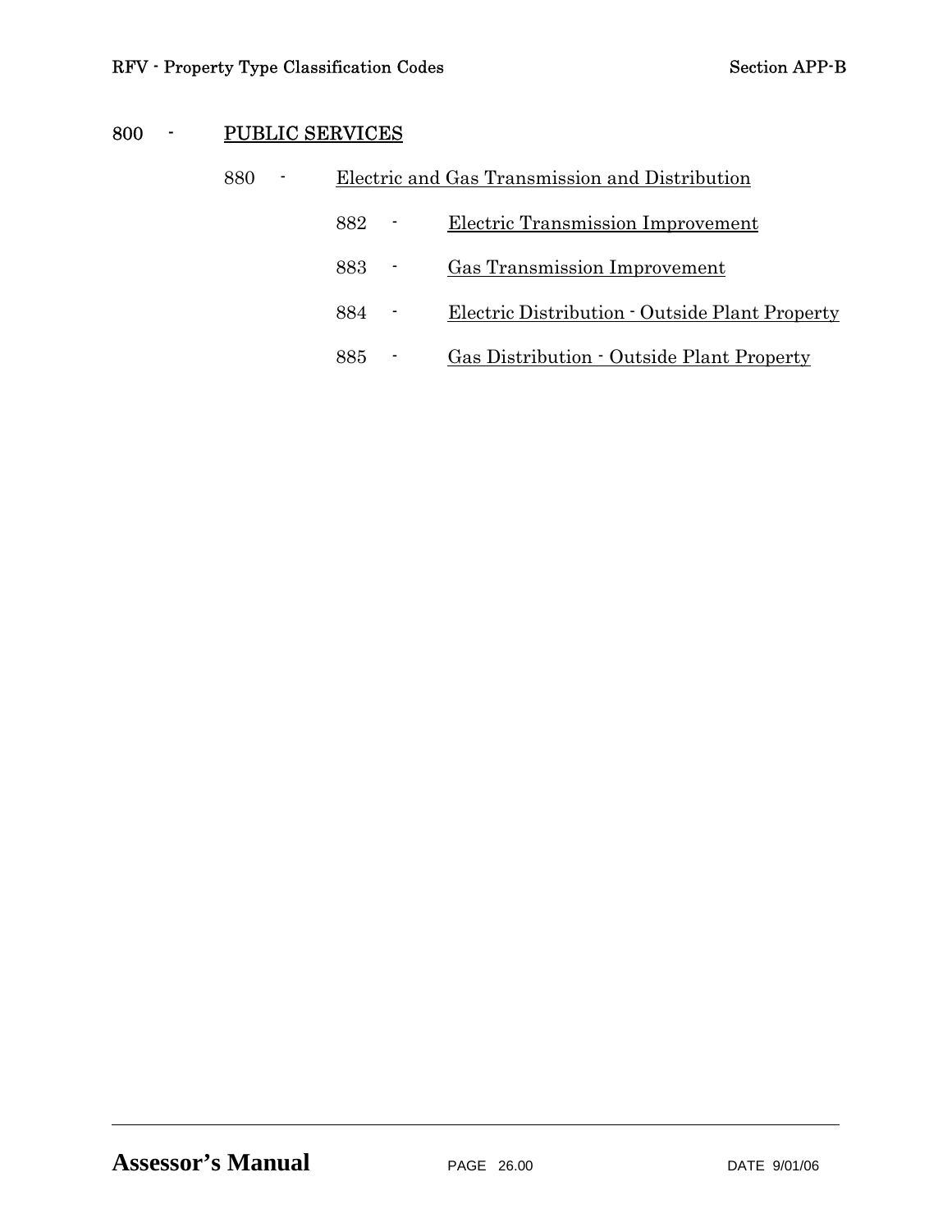800 - PUBLIC SERVICES

- 880 - Electric and Gas Transmission and Distribution
  - 882 - Electric Transmission Improvement
  - 883 - Gas Transmission Improvement
  - 884 - Electric Distribution - Outside Plant Property
  - 885 - Gas Distribution - Outside Plant Property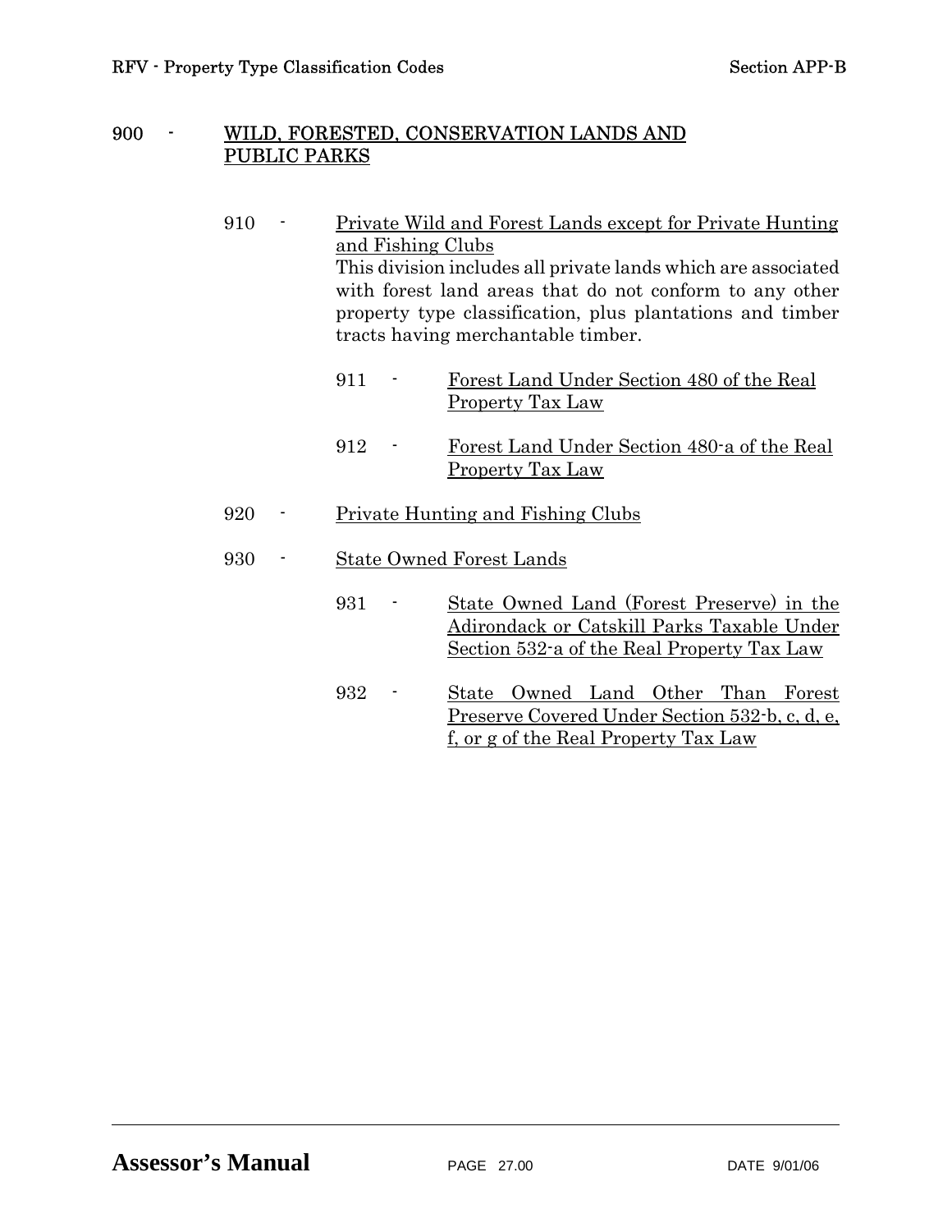## 900 - WILD, FORESTED, CONSERVATION LANDS AND PUBLIC PARKS

### 910 - Private Wild and Forest Lands except for Private Hunting and Fishing Clubs

This division includes all private lands which are associated with forest land areas that do not conform to any other property type classification, plus plantations and timber tracts having merchantable timber.

- 911 - Forest Land Under Section 480 of the Real Property Tax Law
- 912 - Forest Land Under Section 480-a of the Real Property Tax Law

### 920 - Private Hunting and Fishing Clubs

### 930 - State Owned Forest Lands

- 931 - State Owned Land (Forest Preserve) in the Adirondack or Catskill Parks Taxable Under Section 532-a of the Real Property Tax Law
- 932 - State Owned Land Other Than Forest Preserve Covered Under Section 532-b, c, d, e, f, or g of the Real Property Tax Law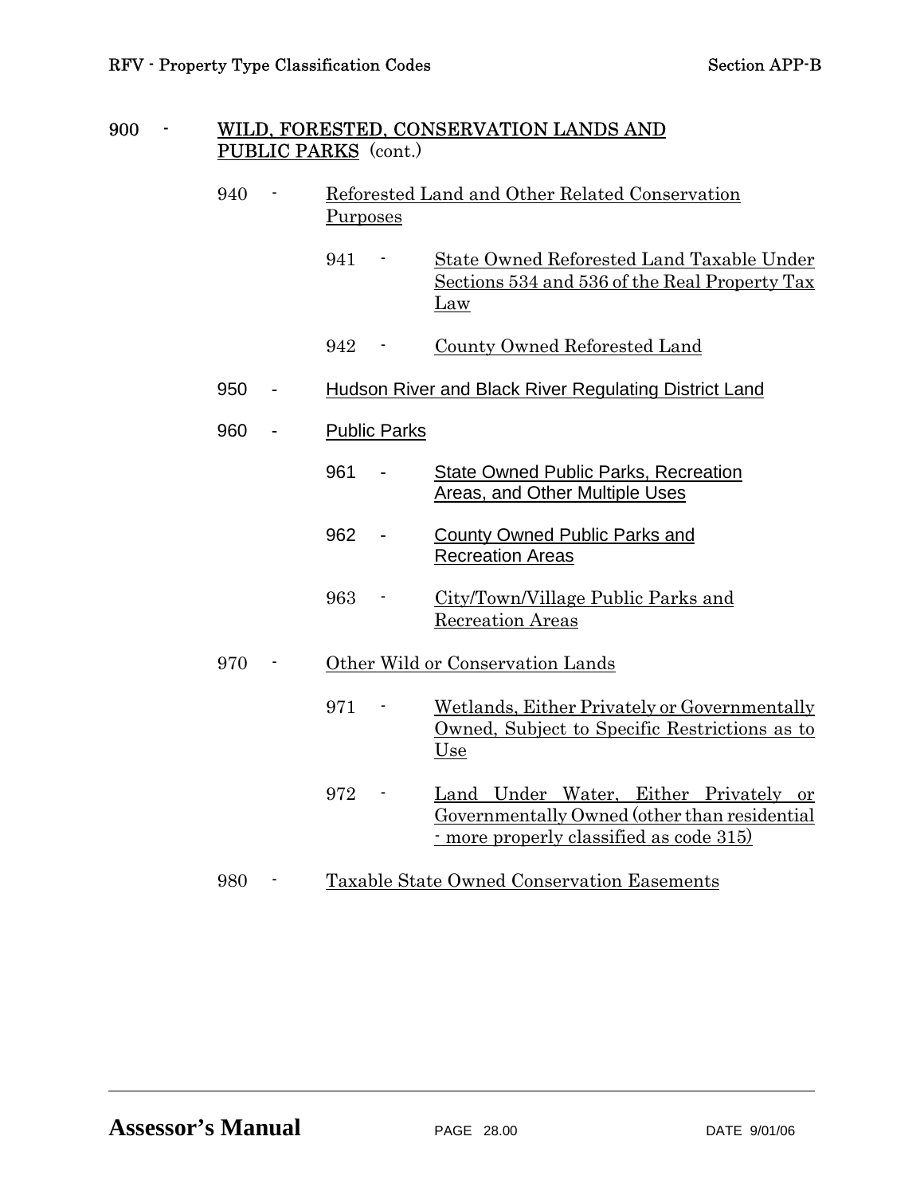900 - WILD, FORESTED, CONSERVATION LANDS AND PUBLIC PARKS (cont.)

- 940 - Reforested Land and Other Related Conservation Purposes
  - 941 - State Owned Reforested Land Taxable Under Sections 534 and 536 of the Real Property Tax Law
  - 942 - County Owned Reforested Land
- 950 - Hudson River and Black River Regulating District Land
- 960 - Public Parks
  - 961 - State Owned Public Parks, Recreation Areas, and Other Multiple Uses
  - 962 - County Owned Public Parks and Recreation Areas
  - 963 - City/Town/Village Public Parks and Recreation Areas
- 970 - Other Wild or Conservation Lands
  - 971 - Wetlands, Either Privately or Governmentally Owned, Subject to Specific Restrictions as to Use
  - 972 - Land Under Water, Either Privately or Governmentally Owned (other than residential - more properly classified as code 315)
- 980 - Taxable State Owned Conservation Easements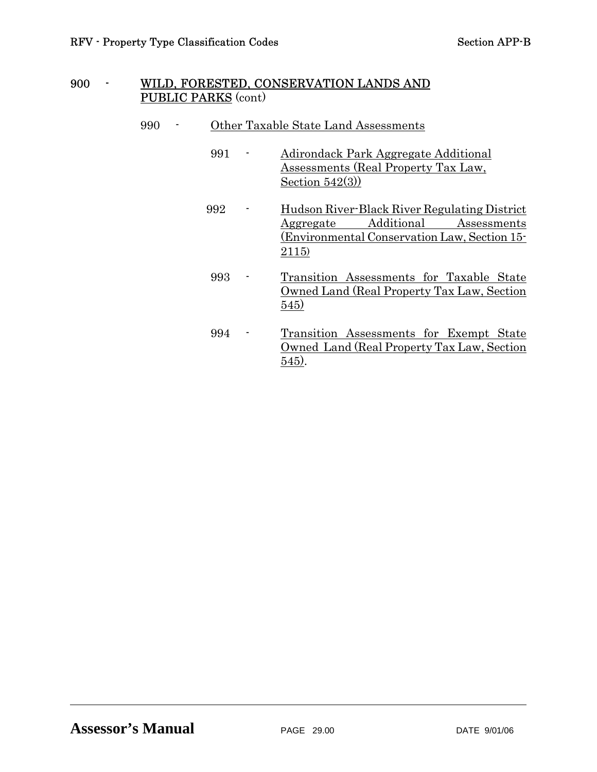900 - WILD, FORESTED, CONSERVATION LANDS AND PUBLIC PARKS (cont)

- 990 - Other Taxable State Land Assessments
  - 991 - Adirondack Park Aggregate Additional Assessments (Real Property Tax Law, Section 542(3))
  - 992 - Hudson River-Black River Regulating District Aggregate Additional Assessments (Environmental Conservation Law, Section 15-2115)
  - 993 - Transition Assessments for Taxable State Owned Land (Real Property Tax Law, Section 545)
  - 994 - Transition Assessments for Exempt State Owned Land (Real Property Tax Law, Section 545).